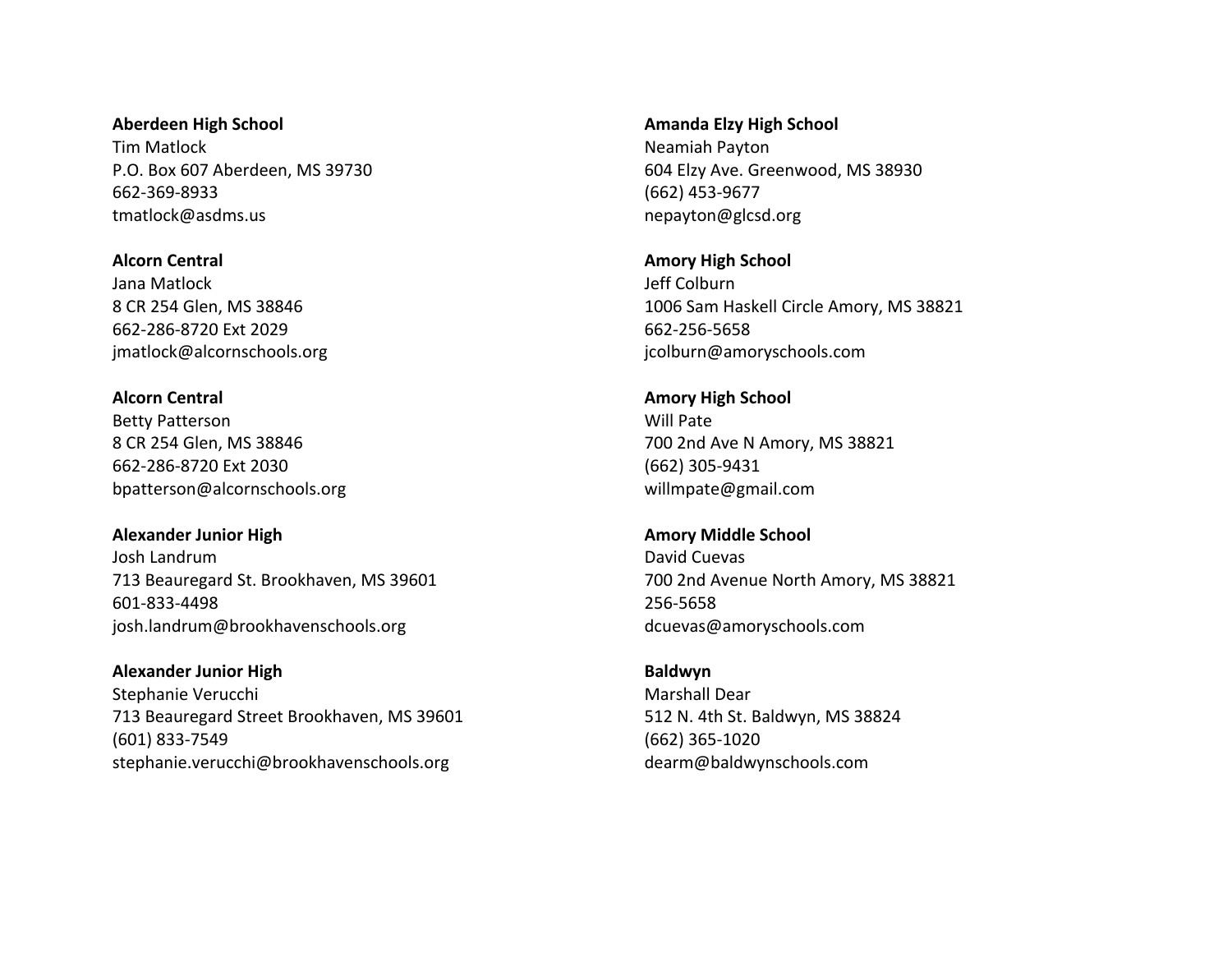**Aberdeen High School**
Tim Matlock
P.O. Box 607 Aberdeen, MS 39730
662-369-8933
tmatlock@asdms.us

**Alcorn Central**
Jana Matlock
8 CR 254 Glen, MS 38846
662-286-8720 Ext 2029
jmatlock@alcornschools.org

**Alcorn Central**
Betty Patterson
8 CR 254 Glen, MS 38846
662-286-8720 Ext 2030
bpatterson@alcornschools.org

**Alexander Junior High**
Josh Landrum
713 Beauregard St. Brookhaven, MS 39601
601-833-4498
josh.landrum@brookhavenschools.org

**Alexander Junior High**
Stephanie Verucchi
713 Beauregard Street Brookhaven, MS 39601
(601) 833-7549
stephanie.verucchi@brookhavenschools.org

**Amanda Elzy High School**
Neamiah Payton
604 Elzy Ave. Greenwood, MS 38930
(662) 453-9677
nepayton@glcsd.org

**Amory High School**
Jeff Colburn
1006 Sam Haskell Circle Amory, MS 38821
662-256-5658
jcolburn@amoryschools.com

**Amory High School**
Will Pate
700 2nd Ave N Amory, MS 38821
(662) 305-9431
willmpate@gmail.com

**Amory Middle School**
David Cuevas
700 2nd Avenue North Amory, MS 38821
256-5658
dcuevas@amoryschools.com

**Baldwyn**
Marshall Dear
512 N. 4th St. Baldwyn, MS 38824
(662) 365-1020
dearm@baldwynschools.com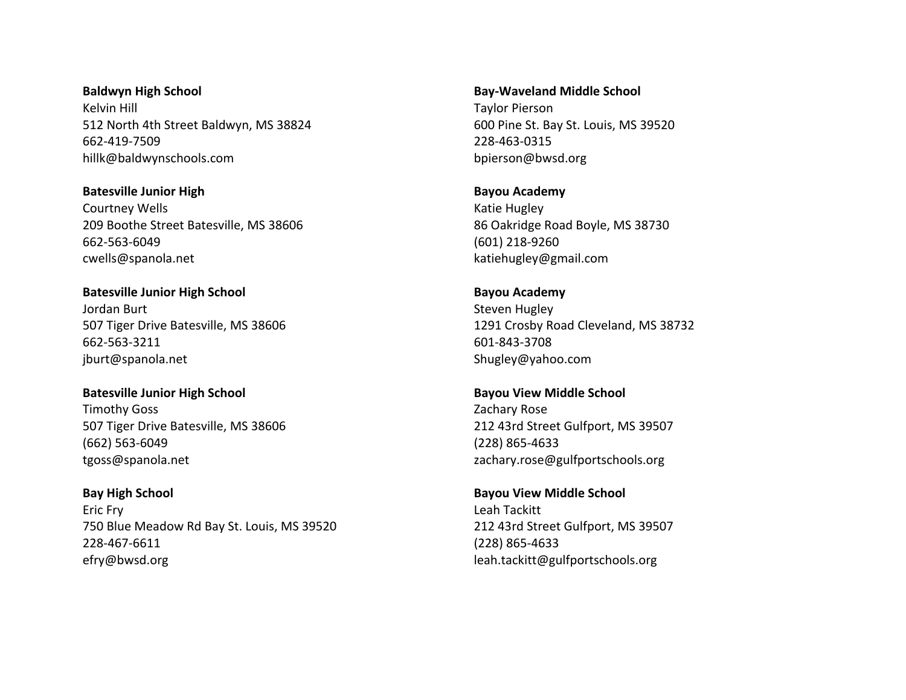**Baldwyn High School**
Kelvin Hill
512 North 4th Street Baldwyn, MS 38824
662-419-7509
hillk@baldwynschools.com

**Batesville Junior High**
Courtney Wells
209 Boothe Street Batesville, MS 38606
662-563-6049
cwells@spanola.net

**Batesville Junior High School**
Jordan Burt
507 Tiger Drive Batesville, MS 38606
662-563-3211
jburt@spanola.net

**Batesville Junior High School**
Timothy Goss
507 Tiger Drive Batesville, MS 38606
(662) 563-6049
tgoss@spanola.net

**Bay High School**
Eric Fry
750 Blue Meadow Rd Bay St. Louis, MS 39520
228-467-6611
efry@bwsd.org

**Bay-Waveland Middle School**
Taylor Pierson
600 Pine St. Bay St. Louis, MS 39520
228-463-0315
bpierson@bwsd.org

**Bayou Academy**
Katie Hugley
86 Oakridge Road Boyle, MS 38730
(601) 218-9260
katiehugley@gmail.com

**Bayou Academy**
Steven Hugley
1291 Crosby Road Cleveland, MS 38732
601-843-3708
Shugley@yahoo.com

**Bayou View Middle School**
Zachary Rose
212 43rd Street Gulfport, MS 39507
(228) 865-4633
zachary.rose@gulfportschools.org

**Bayou View Middle School**
Leah Tackitt
212 43rd Street Gulfport, MS 39507
(228) 865-4633
leah.tackitt@gulfportschools.org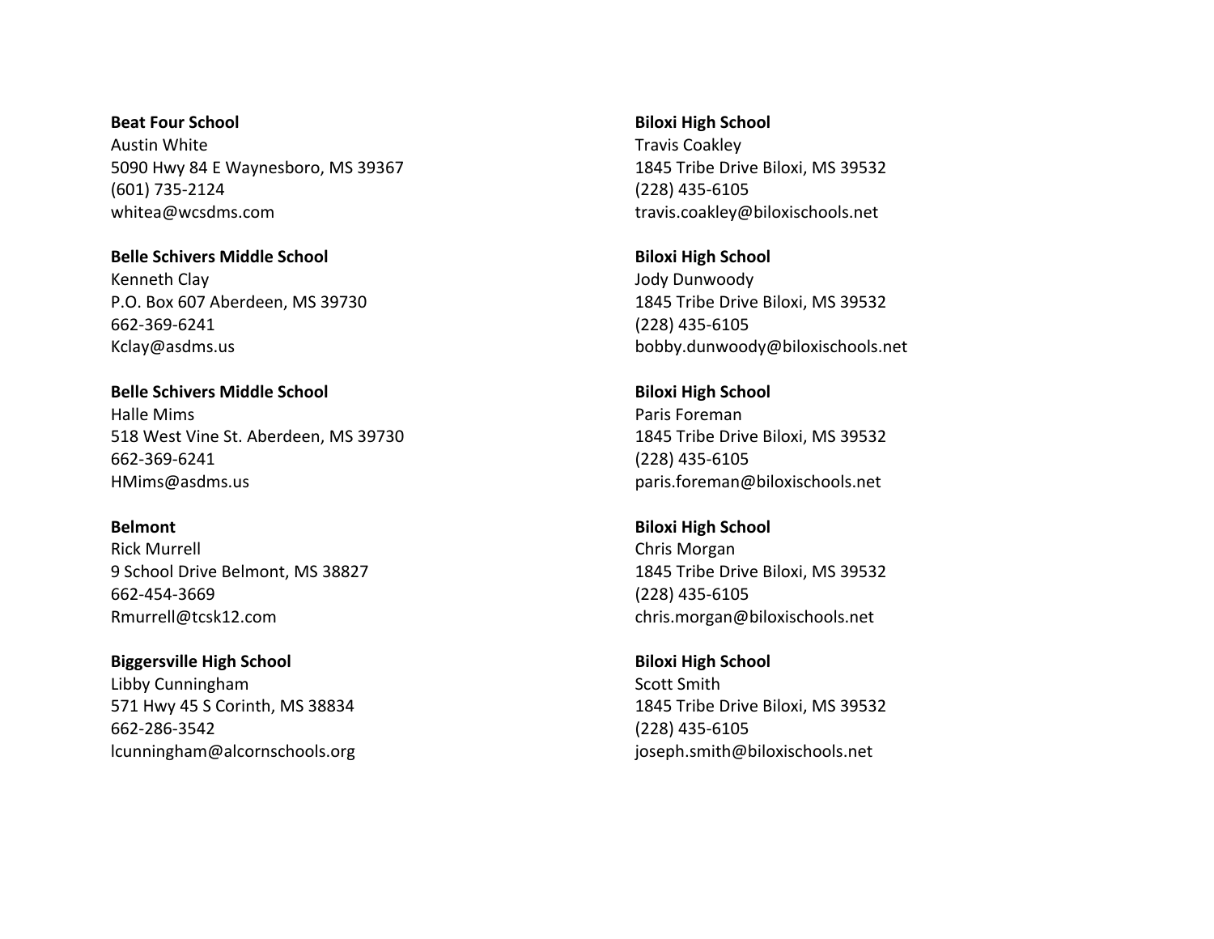**Beat Four School**
Austin White
5090 Hwy 84 E Waynesboro, MS 39367
(601) 735-2124
whitea@wcsdms.com

**Belle Schivers Middle School**
Kenneth Clay
P.O. Box 607 Aberdeen, MS 39730
662-369-6241
Kclay@asdms.us

**Belle Schivers Middle School**
Halle Mims
518 West Vine St. Aberdeen, MS 39730
662-369-6241
HMims@asdms.us

**Belmont**
Rick Murrell
9 School Drive Belmont, MS 38827
662-454-3669
Rmurrell@tcsk12.com

**Biggersville High School**
Libby Cunningham
571 Hwy 45 S Corinth, MS 38834
662-286-3542
lcunningham@alcornschools.org

**Biloxi High School**
Travis Coakley
1845 Tribe Drive Biloxi, MS 39532
(228) 435-6105
travis.coakley@biloxischools.net

**Biloxi High School**
Jody Dunwoody
1845 Tribe Drive Biloxi, MS 39532
(228) 435-6105
bobby.dunwoody@biloxischools.net

**Biloxi High School**
Paris Foreman
1845 Tribe Drive Biloxi, MS 39532
(228) 435-6105
paris.foreman@biloxischools.net

**Biloxi High School**
Chris Morgan
1845 Tribe Drive Biloxi, MS 39532
(228) 435-6105
chris.morgan@biloxischools.net

**Biloxi High School**
Scott Smith
1845 Tribe Drive Biloxi, MS 39532
(228) 435-6105
joseph.smith@biloxischools.net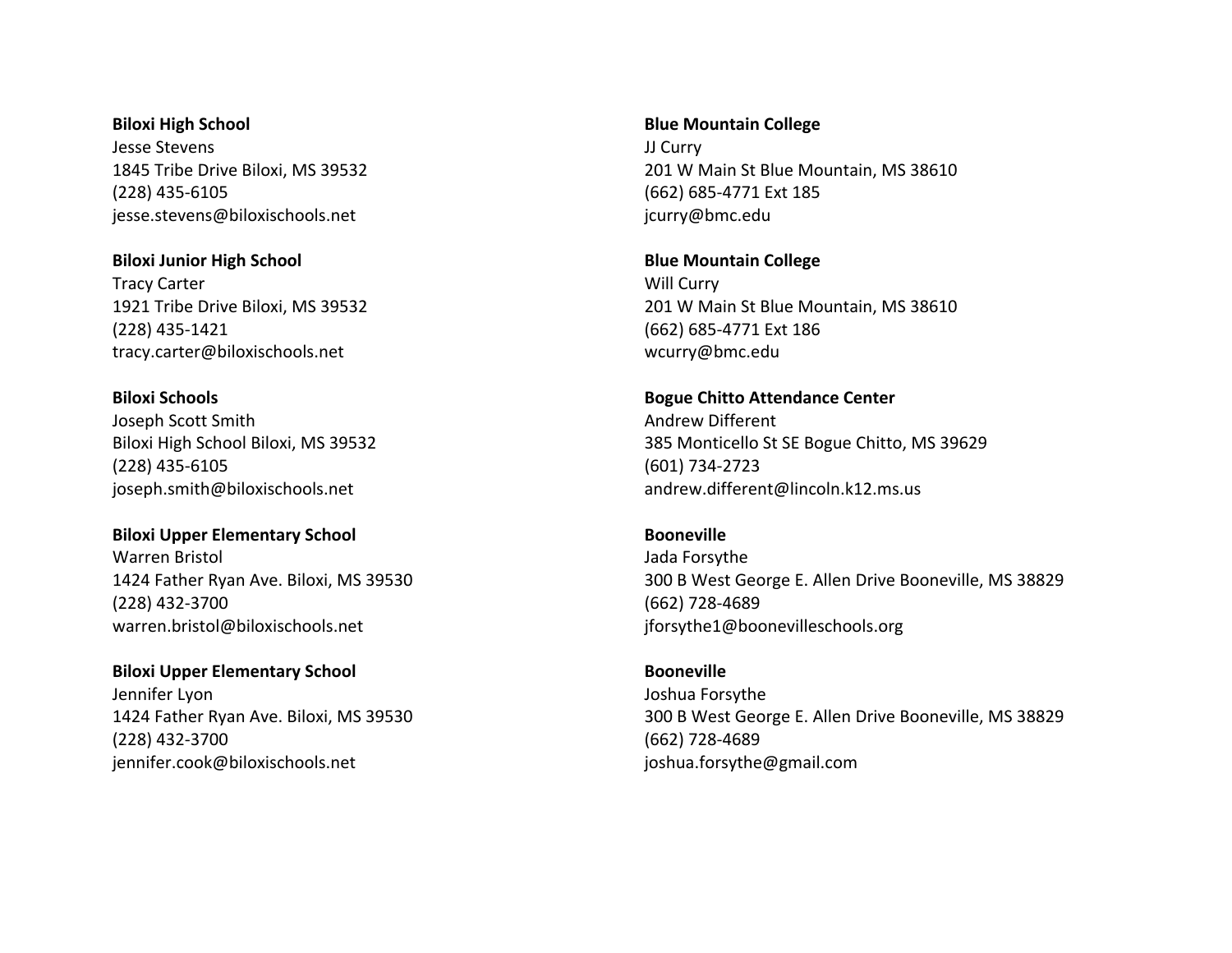**Biloxi High School**
Jesse Stevens
1845 Tribe Drive Biloxi, MS 39532
(228) 435-6105
jesse.stevens@biloxischools.net

**Biloxi Junior High School**
Tracy Carter
1921 Tribe Drive Biloxi, MS 39532
(228) 435-1421
tracy.carter@biloxischools.net

**Biloxi Schools**
Joseph Scott Smith
Biloxi High School Biloxi, MS 39532
(228) 435-6105
joseph.smith@biloxischools.net

**Biloxi Upper Elementary School**
Warren Bristol
1424 Father Ryan Ave. Biloxi, MS 39530
(228) 432-3700
warren.bristol@biloxischools.net

**Biloxi Upper Elementary School**
Jennifer Lyon
1424 Father Ryan Ave. Biloxi, MS 39530
(228) 432-3700
jennifer.cook@biloxischools.net

**Blue Mountain College**
JJ Curry
201 W Main St Blue Mountain, MS 38610
(662) 685-4771 Ext 185
jcurry@bmc.edu

**Blue Mountain College**
Will Curry
201 W Main St Blue Mountain, MS 38610
(662) 685-4771 Ext 186
wcurry@bmc.edu

**Bogue Chitto Attendance Center**
Andrew Different
385 Monticello St SE Bogue Chitto, MS 39629
(601) 734-2723
andrew.different@lincoln.k12.ms.us

**Booneville**
Jada Forsythe
300 B West George E. Allen Drive Booneville, MS 38829
(662) 728-4689
jforsythe1@boonevilleschools.org

**Booneville**
Joshua Forsythe
300 B West George E. Allen Drive Booneville, MS 38829
(662) 728-4689
joshua.forsythe@gmail.com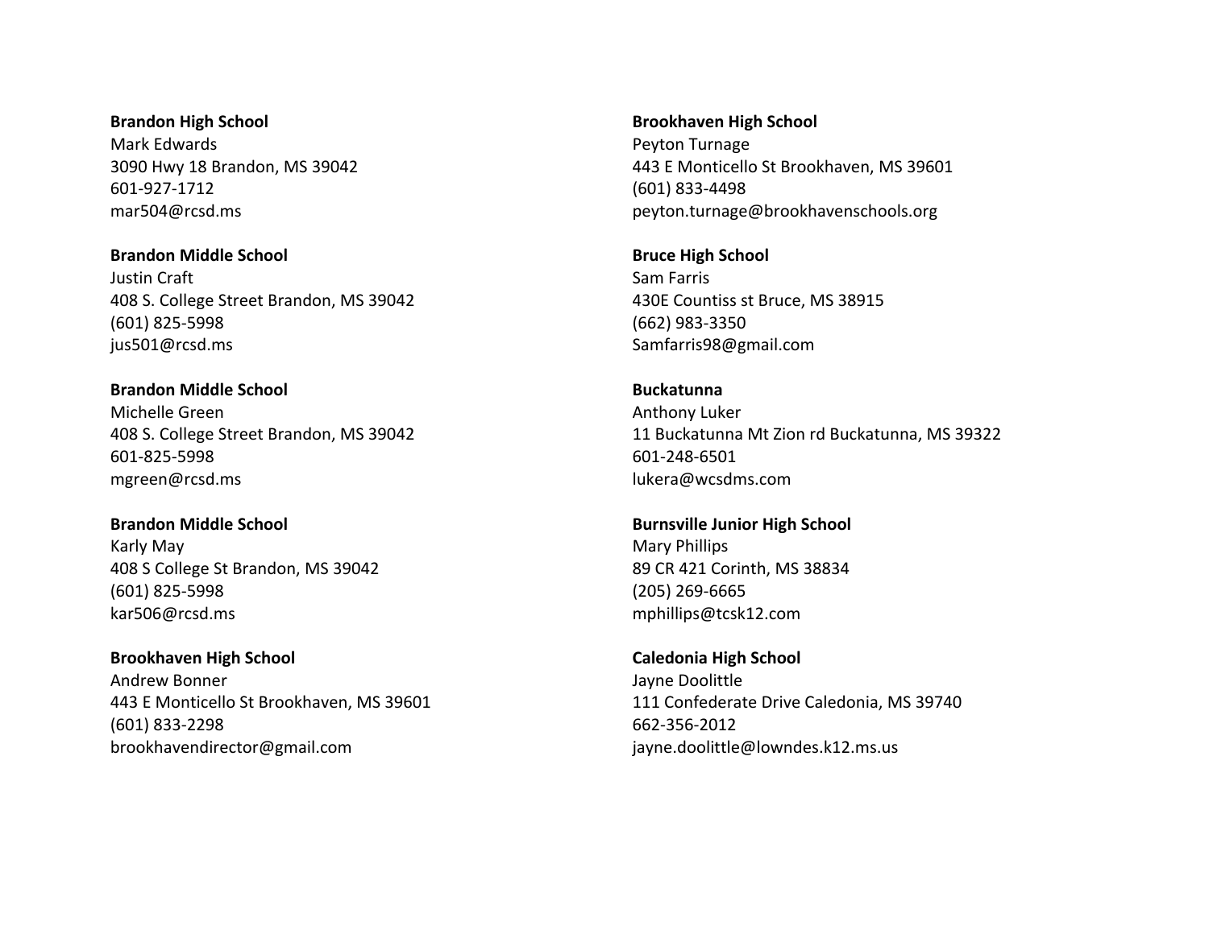**Brandon High School**
Mark Edwards
3090 Hwy 18 Brandon, MS 39042
601-927-1712
mar504@rcsd.ms

**Brandon Middle School**
Justin Craft
408 S. College Street Brandon, MS 39042
(601) 825-5998
jus501@rcsd.ms

**Brandon Middle School**
Michelle Green
408 S. College Street Brandon, MS 39042
601-825-5998
mgreen@rcsd.ms

**Brandon Middle School**
Karly May
408 S College St Brandon, MS 39042
(601) 825-5998
kar506@rcsd.ms

**Brookhaven High School**
Andrew Bonner
443 E Monticello St Brookhaven, MS 39601
(601) 833-2298
brookhavendirector@gmail.com

**Brookhaven High School**
Peyton Turnage
443 E Monticello St Brookhaven, MS 39601
(601) 833-4498
peyton.turnage@brookhavenschools.org

**Bruce High School**
Sam Farris
430E Countiss st Bruce, MS 38915
(662) 983-3350
Samfarris98@gmail.com

**Buckatunna**
Anthony Luker
11 Buckatunna Mt Zion rd Buckatunna, MS 39322
601-248-6501
lukera@wcsdms.com

**Burnsville Junior High School**
Mary Phillips
89 CR 421 Corinth, MS 38834
(205) 269-6665
mphillips@tcsk12.com

**Caledonia High School**
Jayne Doolittle
111 Confederate Drive Caledonia, MS 39740
662-356-2012
jayne.doolittle@lowndes.k12.ms.us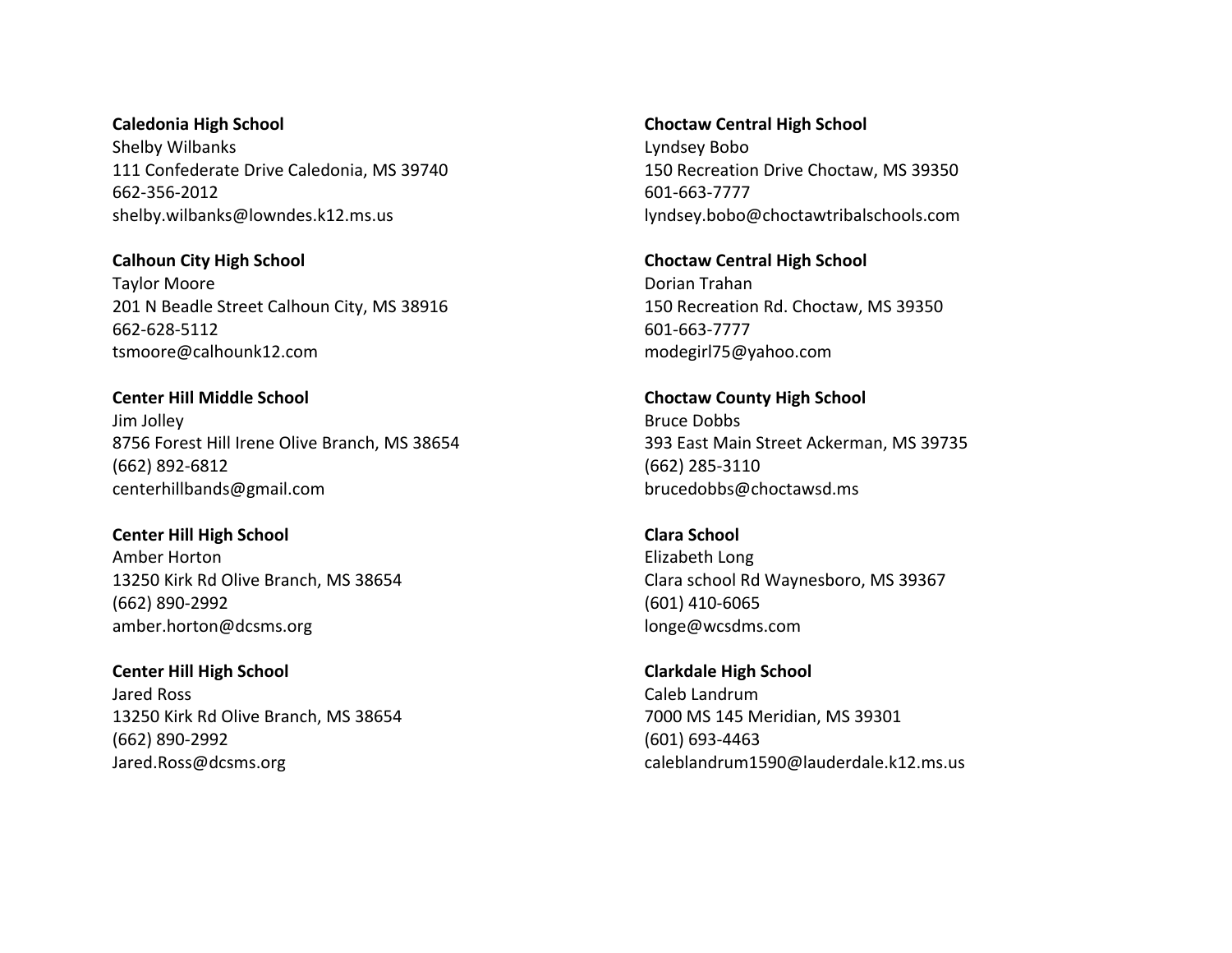**Caledonia High School**
Shelby Wilbanks
111 Confederate Drive Caledonia, MS 39740
662-356-2012
shelby.wilbanks@lowndes.k12.ms.us

**Calhoun City High School**
Taylor Moore
201 N Beadle Street Calhoun City, MS 38916
662-628-5112
tsmoore@calhounk12.com

**Center Hill Middle School**
Jim Jolley
8756 Forest Hill Irene Olive Branch, MS 38654
(662) 892-6812
centerhillbands@gmail.com

**Center Hill High School**
Amber Horton
13250 Kirk Rd Olive Branch, MS 38654
(662) 890-2992
amber.horton@dcsms.org

**Center Hill High School**
Jared Ross
13250 Kirk Rd Olive Branch, MS 38654
(662) 890-2992
Jared.Ross@dcsms.org

**Choctaw Central High School**
Lyndsey Bobo
150 Recreation Drive Choctaw, MS 39350
601-663-7777
lyndsey.bobo@choctawtribalschools.com

**Choctaw Central High School**
Dorian Trahan
150 Recreation Rd. Choctaw, MS 39350
601-663-7777
modegirl75@yahoo.com

**Choctaw County High School**
Bruce Dobbs
393 East Main Street Ackerman, MS 39735
(662) 285-3110
brucedobbs@choctawsd.ms

**Clara School**
Elizabeth Long
Clara school Rd Waynesboro, MS 39367
(601) 410-6065
longe@wcsdms.com

**Clarkdale High School**
Caleb Landrum
7000 MS 145 Meridian, MS 39301
(601) 693-4463
caleblandrum1590@lauderdale.k12.ms.us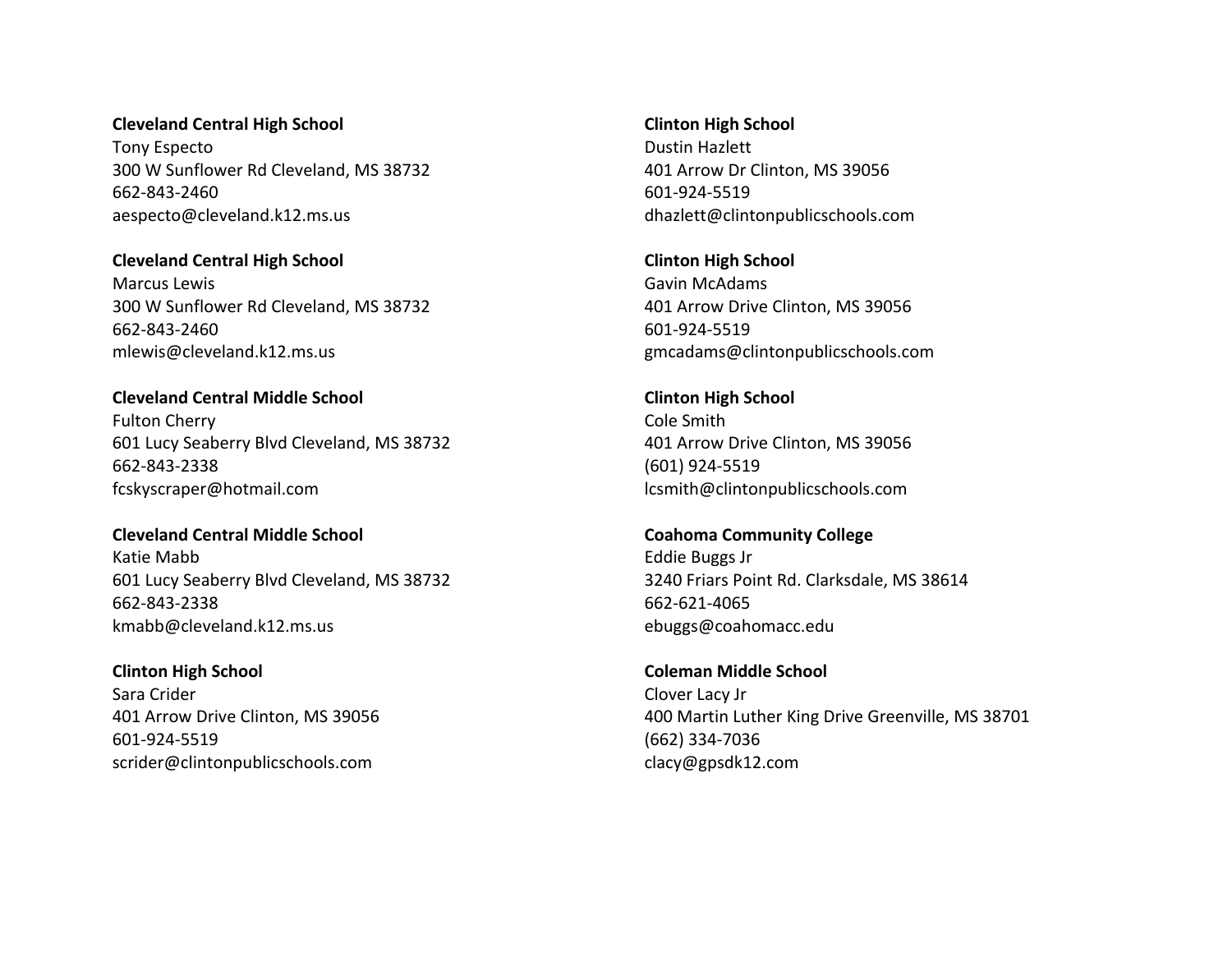**Cleveland Central High School**
Tony Especto
300 W Sunflower Rd Cleveland, MS 38732
662-843-2460
aespecto@cleveland.k12.ms.us

**Cleveland Central High School**
Marcus Lewis
300 W Sunflower Rd Cleveland, MS 38732
662-843-2460
mlewis@cleveland.k12.ms.us

**Cleveland Central Middle School**
Fulton Cherry
601 Lucy Seaberry Blvd Cleveland, MS 38732
662-843-2338
fcskyscraper@hotmail.com

**Cleveland Central Middle School**
Katie Mabb
601 Lucy Seaberry Blvd Cleveland, MS 38732
662-843-2338
kmabb@cleveland.k12.ms.us

**Clinton High School**
Sara Crider
401 Arrow Drive Clinton, MS 39056
601-924-5519
scrider@clintonpublicschools.com

**Clinton High School**
Dustin Hazlett
401 Arrow Dr Clinton, MS 39056
601-924-5519
dhazlett@clintonpublicschools.com

**Clinton High School**
Gavin McAdams
401 Arrow Drive Clinton, MS 39056
601-924-5519
gmcadams@clintonpublicschools.com

**Clinton High School**
Cole Smith
401 Arrow Drive Clinton, MS 39056
(601) 924-5519
lcsmith@clintonpublicschools.com

**Coahoma Community College**
Eddie Buggs Jr
3240 Friars Point Rd. Clarksdale, MS 38614
662-621-4065
ebuggs@coahomacc.edu

**Coleman Middle School**
Clover Lacy Jr
400 Martin Luther King Drive Greenville, MS 38701
(662) 334-7036
clacy@gpsdk12.com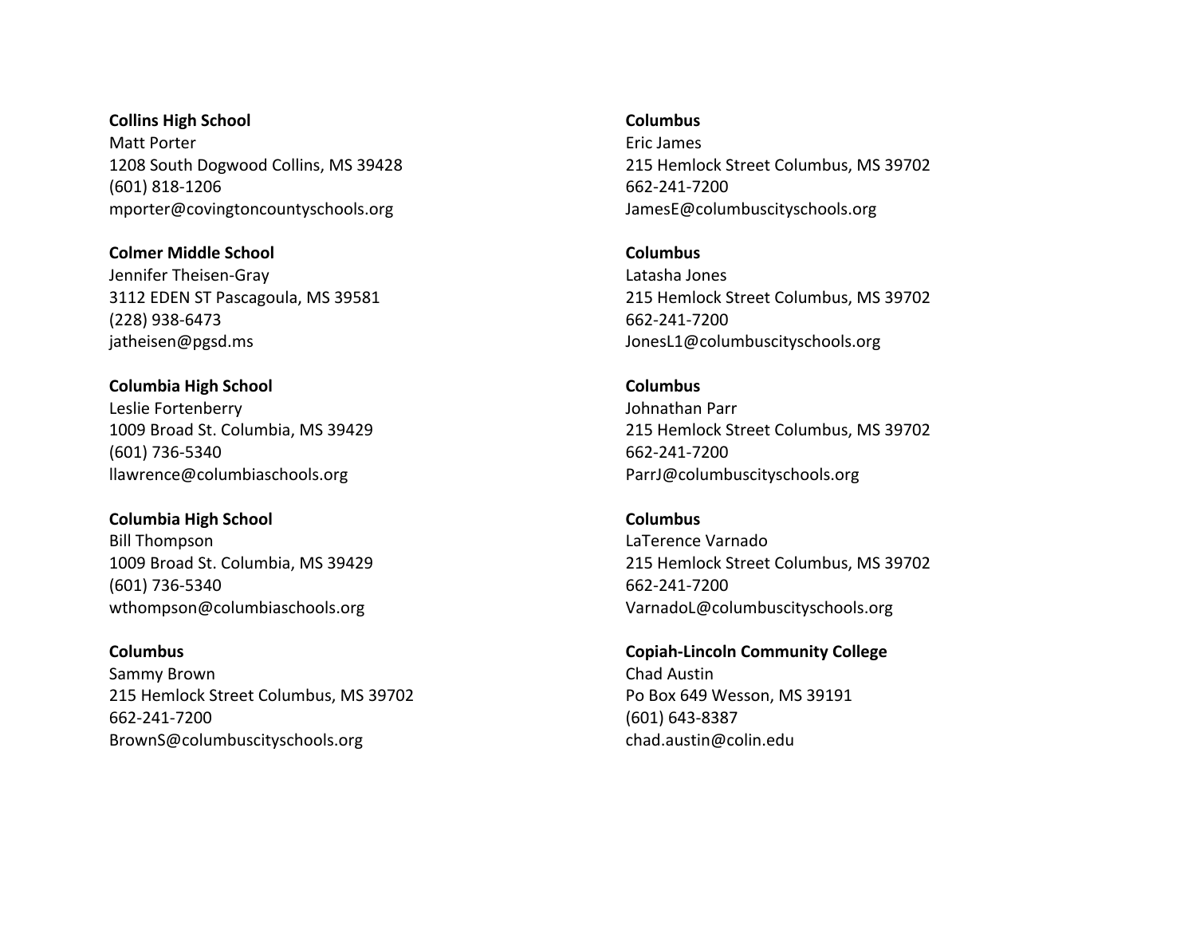**Collins High School**
Matt Porter
1208 South Dogwood Collins, MS 39428
(601) 818-1206
mporter@covingtoncountyschools.org

**Colmer Middle School**
Jennifer Theisen-Gray
3112 EDEN ST Pascagoula, MS 39581
(228) 938-6473
jatheisen@pgsd.ms

**Columbia High School**
Leslie Fortenberry
1009 Broad St. Columbia, MS 39429
(601) 736-5340
llawrence@columbiaschools.org

**Columbia High School**
Bill Thompson
1009 Broad St. Columbia, MS 39429
(601) 736-5340
wthompson@columbiaschools.org

**Columbus**
Sammy Brown
215 Hemlock Street Columbus, MS 39702
662-241-7200
BrownS@columbuscityschools.org

**Columbus**
Eric James
215 Hemlock Street Columbus, MS 39702
662-241-7200
JamesE@columbuscityschools.org

**Columbus**
Latasha Jones
215 Hemlock Street Columbus, MS 39702
662-241-7200
JonesL1@columbuscityschools.org

**Columbus**
Johnathan Parr
215 Hemlock Street Columbus, MS 39702
662-241-7200
ParrJ@columbuscityschools.org

**Columbus**
LaTerence Varnado
215 Hemlock Street Columbus, MS 39702
662-241-7200
VarnadoL@columbuscityschools.org

**Copiah-Lincoln Community College**
Chad Austin
Po Box 649 Wesson, MS 39191
(601) 643-8387
chad.austin@colin.edu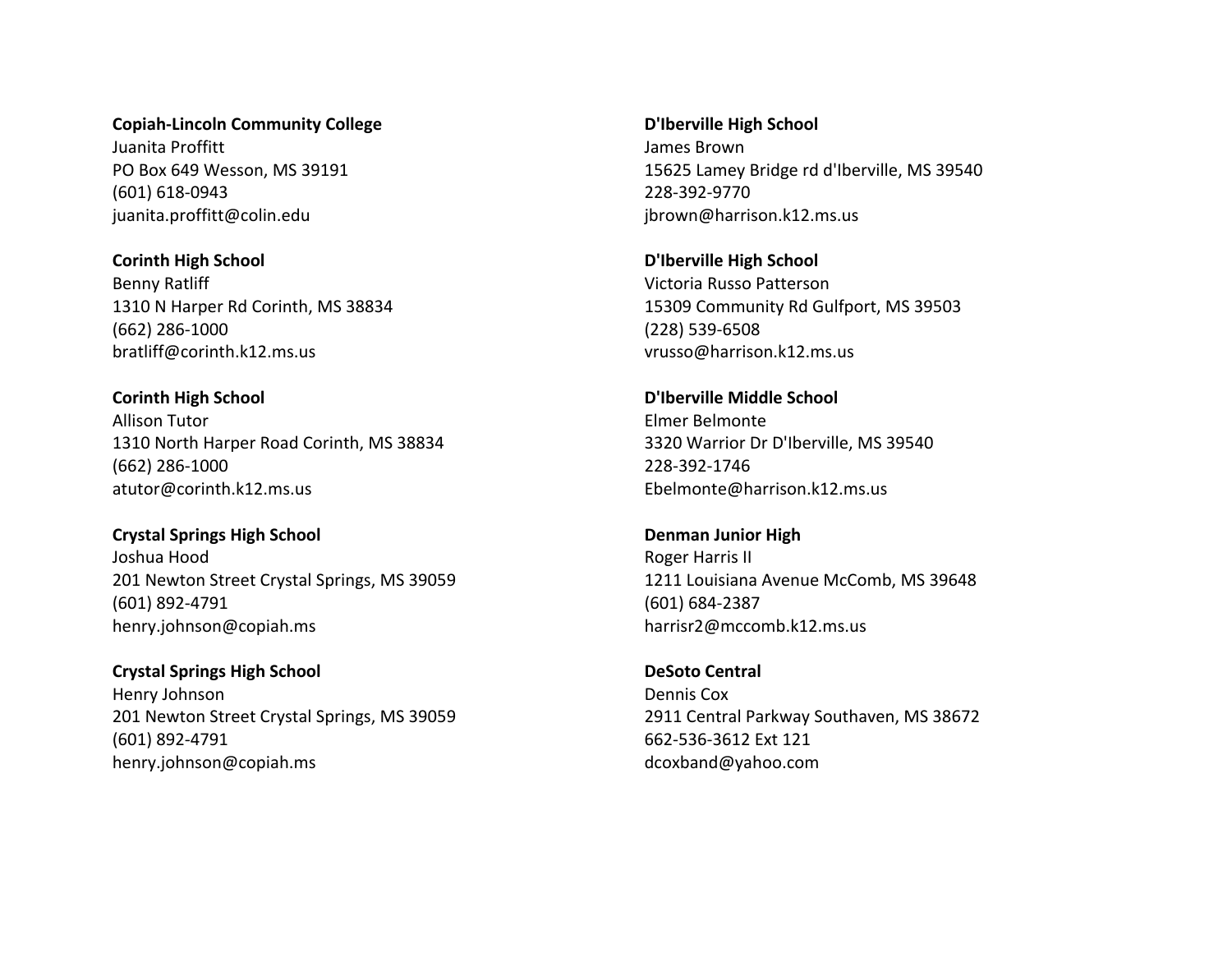**Copiah-Lincoln Community College**
Juanita Proffitt
PO Box 649 Wesson, MS 39191
(601) 618-0943
juanita.proffitt@colin.edu

**Corinth High School**
Benny Ratliff
1310 N Harper Rd Corinth, MS 38834
(662) 286-1000
bratliff@corinth.k12.ms.us

**Corinth High School**
Allison Tutor
1310 North Harper Road Corinth, MS 38834
(662) 286-1000
atutor@corinth.k12.ms.us

**Crystal Springs High School**
Joshua Hood
201 Newton Street Crystal Springs, MS 39059
(601) 892-4791
henry.johnson@copiah.ms

**Crystal Springs High School**
Henry Johnson
201 Newton Street Crystal Springs, MS 39059
(601) 892-4791
henry.johnson@copiah.ms

**D'Iberville High School**
James Brown
15625 Lamey Bridge rd d'Iberville, MS 39540
228-392-9770
jbrown@harrison.k12.ms.us

**D'Iberville High School**
Victoria Russo Patterson
15309 Community Rd Gulfport, MS 39503
(228) 539-6508
vrusso@harrison.k12.ms.us

**D'Iberville Middle School**
Elmer Belmonte
3320 Warrior Dr D'Iberville, MS 39540
228-392-1746
Ebelmonte@harrison.k12.ms.us

**Denman Junior High**
Roger Harris II
1211 Louisiana Avenue McComb, MS 39648
(601) 684-2387
harrisr2@mccomb.k12.ms.us

**DeSoto Central**
Dennis Cox
2911 Central Parkway Southaven, MS 38672
662-536-3612 Ext 121
dcoxband@yahoo.com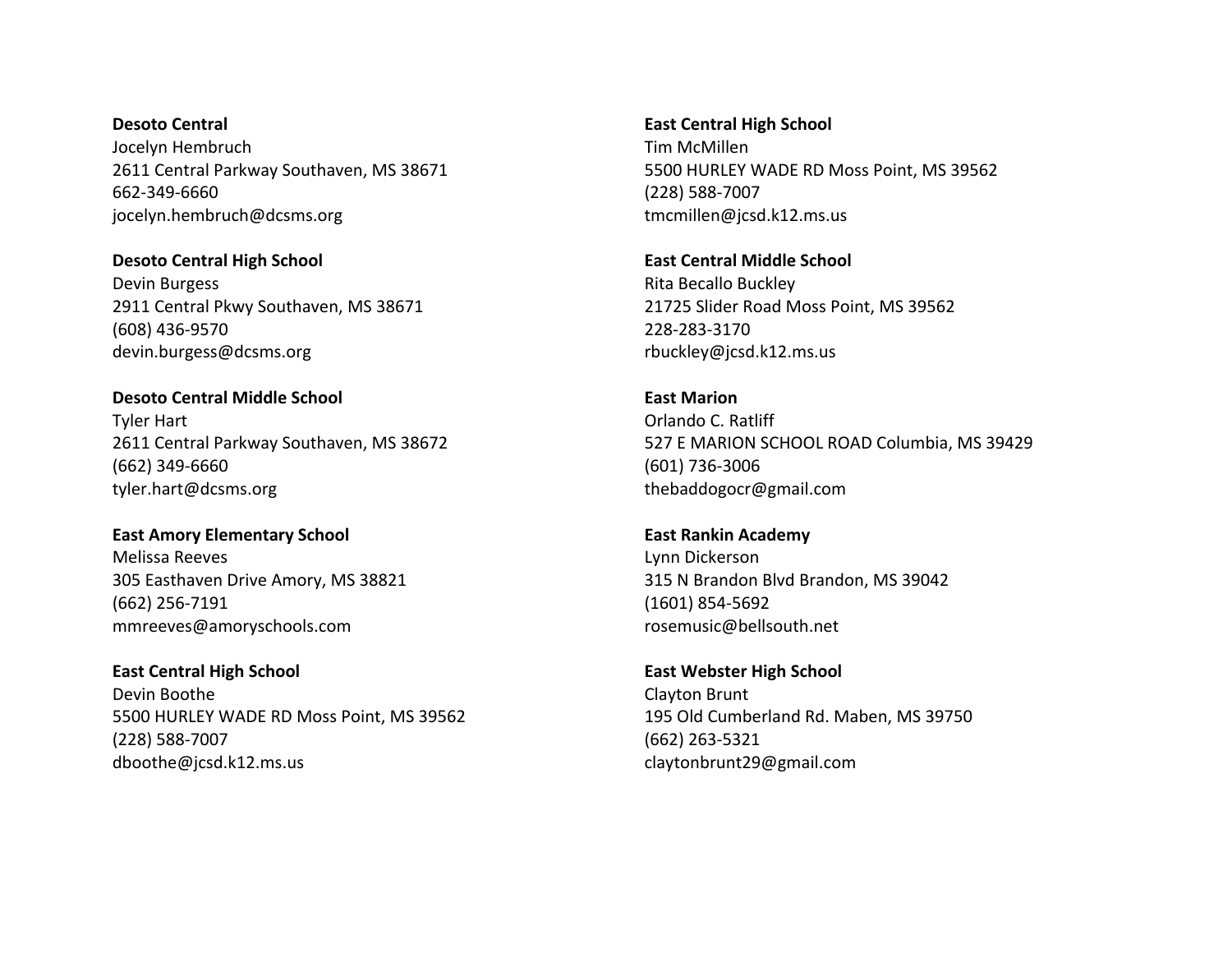**Desoto Central**
Jocelyn Hembruch
2611 Central Parkway Southaven, MS 38671
662-349-6660
jocelyn.hembruch@dcsms.org

**Desoto Central High School**
Devin Burgess
2911 Central Pkwy Southaven, MS 38671
(608) 436-9570
devin.burgess@dcsms.org

**Desoto Central Middle School**
Tyler Hart
2611 Central Parkway Southaven, MS 38672
(662) 349-6660
tyler.hart@dcsms.org

**East Amory Elementary School**
Melissa Reeves
305 Easthaven Drive Amory, MS 38821
(662) 256-7191
mmreeves@amoryschools.com

**East Central High School**
Devin Boothe
5500 HURLEY WADE RD Moss Point, MS 39562
(228) 588-7007
dboothe@jcsd.k12.ms.us

**East Central High School**
Tim McMillen
5500 HURLEY WADE RD Moss Point, MS 39562
(228) 588-7007
tmcmillen@jcsd.k12.ms.us

**East Central Middle School**
Rita Becallo Buckley
21725 Slider Road Moss Point, MS 39562
228-283-3170
rbuckley@jcsd.k12.ms.us

**East Marion**
Orlando C. Ratliff
527 E MARION SCHOOL ROAD Columbia, MS 39429
(601) 736-3006
thebaddogocr@gmail.com

**East Rankin Academy**
Lynn Dickerson
315 N Brandon Blvd Brandon, MS 39042
(1601) 854-5692
rosemusic@bellsouth.net

**East Webster High School**
Clayton Brunt
195 Old Cumberland Rd. Maben, MS 39750
(662) 263-5321
claytonbrunt29@gmail.com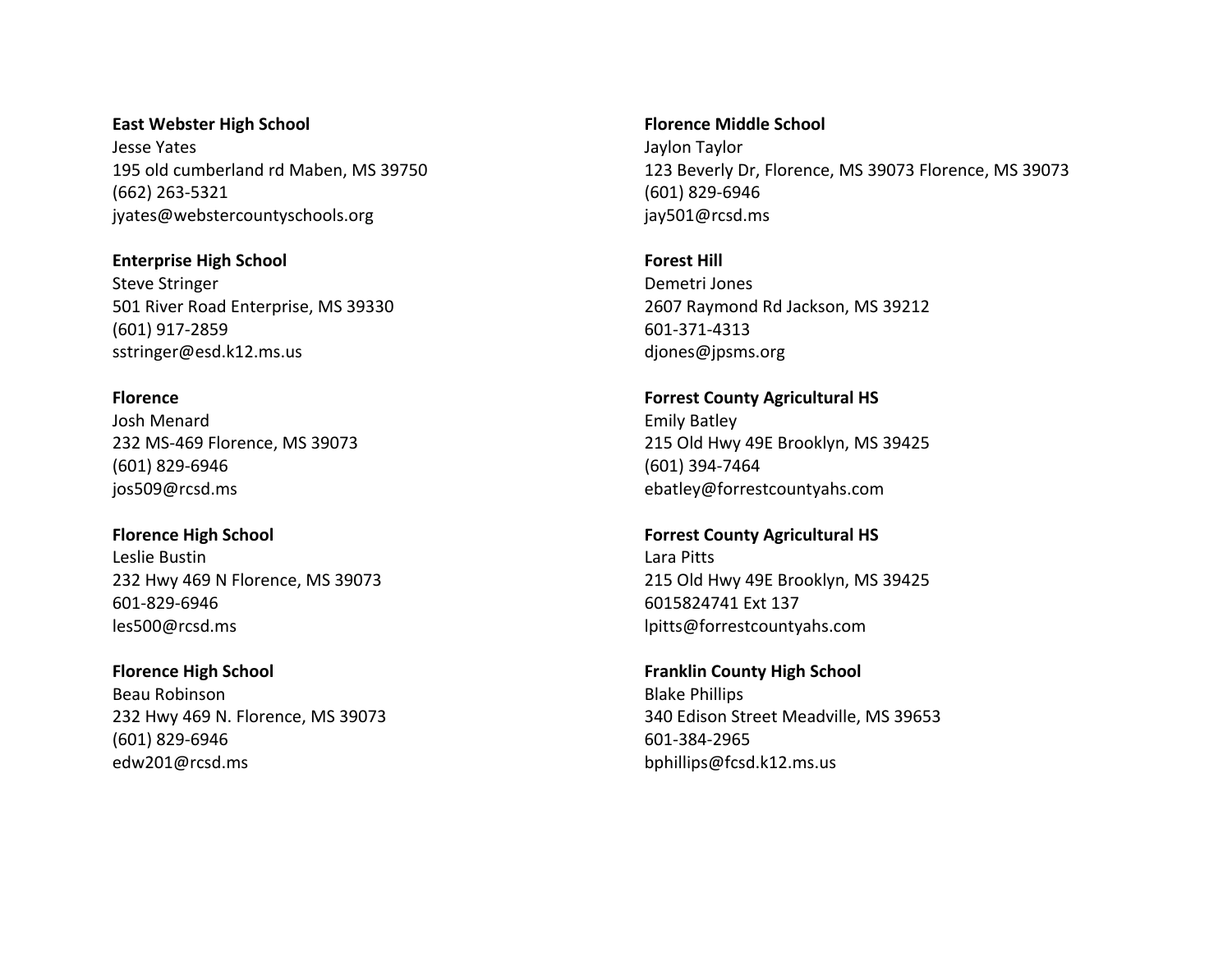**East Webster High School**
Jesse Yates
195 old cumberland rd Maben, MS 39750
(662) 263-5321
jyates@webstercountyschools.org

**Enterprise High School**
Steve Stringer
501 River Road Enterprise, MS 39330
(601) 917-2859
sstringer@esd.k12.ms.us

**Florence**
Josh Menard
232 MS-469 Florence, MS 39073
(601) 829-6946
jos509@rcsd.ms

**Florence High School**
Leslie Bustin
232 Hwy 469 N Florence, MS 39073
601-829-6946
les500@rcsd.ms

**Florence High School**
Beau Robinson
232 Hwy 469 N. Florence, MS 39073
(601) 829-6946
edw201@rcsd.ms

**Florence Middle School**
Jaylon Taylor
123 Beverly Dr, Florence, MS 39073 Florence, MS 39073
(601) 829-6946
jay501@rcsd.ms

**Forest Hill**
Demetri Jones
2607 Raymond Rd Jackson, MS 39212
601-371-4313
djones@jpsms.org

**Forrest County Agricultural HS**
Emily Batley
215 Old Hwy 49E Brooklyn, MS 39425
(601) 394-7464
ebatley@forrestcountyahs.com

**Forrest County Agricultural HS**
Lara Pitts
215 Old Hwy 49E Brooklyn, MS 39425
6015824741 Ext 137
lpitts@forrestcountyahs.com

**Franklin County High School**
Blake Phillips
340 Edison Street Meadville, MS 39653
601-384-2965
bphillips@fcsd.k12.ms.us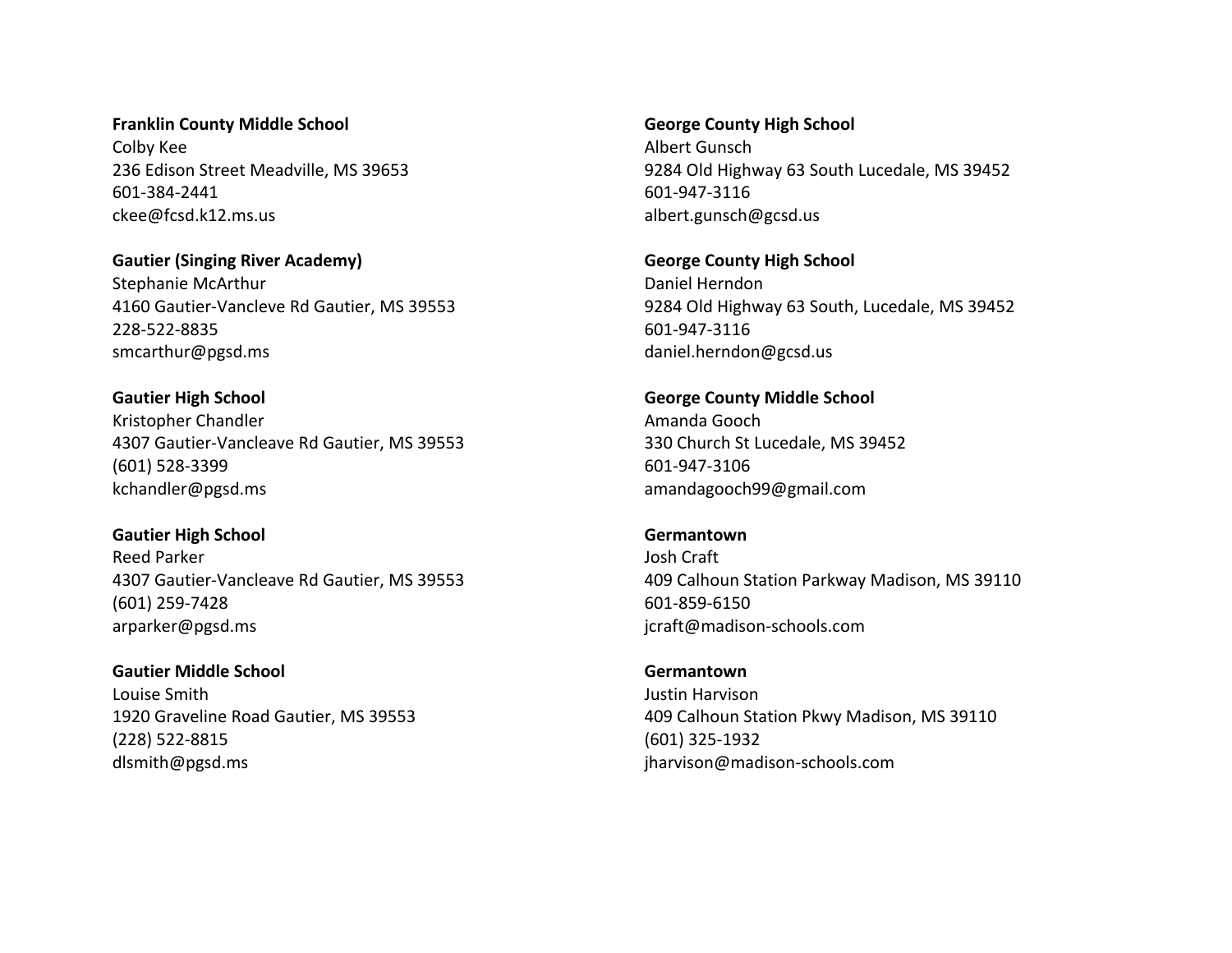**Franklin County Middle School**
Colby Kee
236 Edison Street Meadville, MS 39653
601-384-2441
ckee@fcsd.k12.ms.us

**Gautier (Singing River Academy)**
Stephanie McArthur
4160 Gautier-Vancleve Rd Gautier, MS 39553
228-522-8835
smcarthur@pgsd.ms

**Gautier High School**
Kristopher Chandler
4307 Gautier-Vancleave Rd Gautier, MS 39553
(601) 528-3399
kchandler@pgsd.ms

**Gautier High School**
Reed Parker
4307 Gautier-Vancleave Rd Gautier, MS 39553
(601) 259-7428
arparker@pgsd.ms

**Gautier Middle School**
Louise Smith
1920 Graveline Road Gautier, MS 39553
(228) 522-8815
dlsmith@pgsd.ms

**George County High School**
Albert Gunsch
9284 Old Highway 63 South Lucedale, MS 39452
601-947-3116
albert.gunsch@gcsd.us

**George County High School**
Daniel Herndon
9284 Old Highway 63 South, Lucedale, MS 39452
601-947-3116
daniel.herndon@gcsd.us

**George County Middle School**
Amanda Gooch
330 Church St Lucedale, MS 39452
601-947-3106
amandagooch99@gmail.com

**Germantown**
Josh Craft
409 Calhoun Station Parkway Madison, MS 39110
601-859-6150
jcraft@madison-schools.com

**Germantown**
Justin Harvison
409 Calhoun Station Pkwy Madison, MS 39110
(601) 325-1932
jharvison@madison-schools.com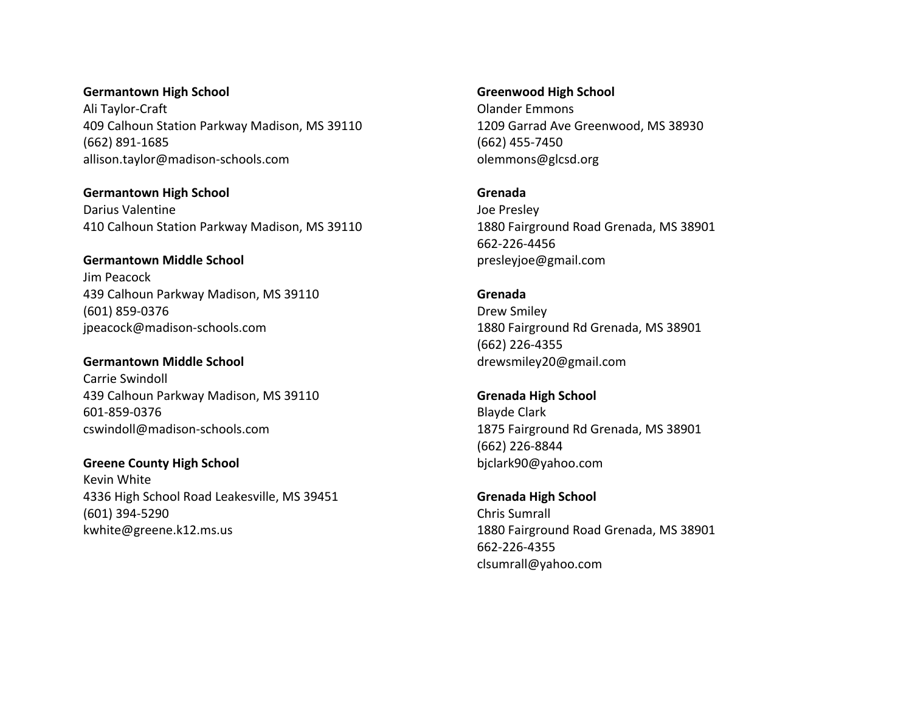**Germantown High School**
Ali Taylor-Craft
409 Calhoun Station Parkway Madison, MS 39110
(662) 891-1685
allison.taylor@madison-schools.com

**Germantown High School**
Darius Valentine
410 Calhoun Station Parkway Madison, MS 39110

**Germantown Middle School**
Jim Peacock
439 Calhoun Parkway Madison, MS 39110
(601) 859-0376
jpeacock@madison-schools.com

**Germantown Middle School**
Carrie Swindoll
439 Calhoun Parkway Madison, MS 39110
601-859-0376
cswindoll@madison-schools.com

**Greene County High School**
Kevin White
4336 High School Road Leakesville, MS 39451
(601) 394-5290
kwhite@greene.k12.ms.us

**Greenwood High School**
Olander Emmons
1209 Garrad Ave Greenwood, MS 38930
(662) 455-7450
olemmons@glcsd.org

**Grenada**
Joe Presley
1880 Fairground Road Grenada, MS 38901
662-226-4456
presleyjoe@gmail.com

**Grenada**
Drew Smiley
1880 Fairground Rd Grenada, MS 38901
(662) 226-4355
drewsmiley20@gmail.com

**Grenada High School**
Blayde Clark
1875 Fairground Rd Grenada, MS 38901
(662) 226-8844
bjclark90@yahoo.com

**Grenada High School**
Chris Sumrall
1880 Fairground Road Grenada, MS 38901
662-226-4355
clsumrall@yahoo.com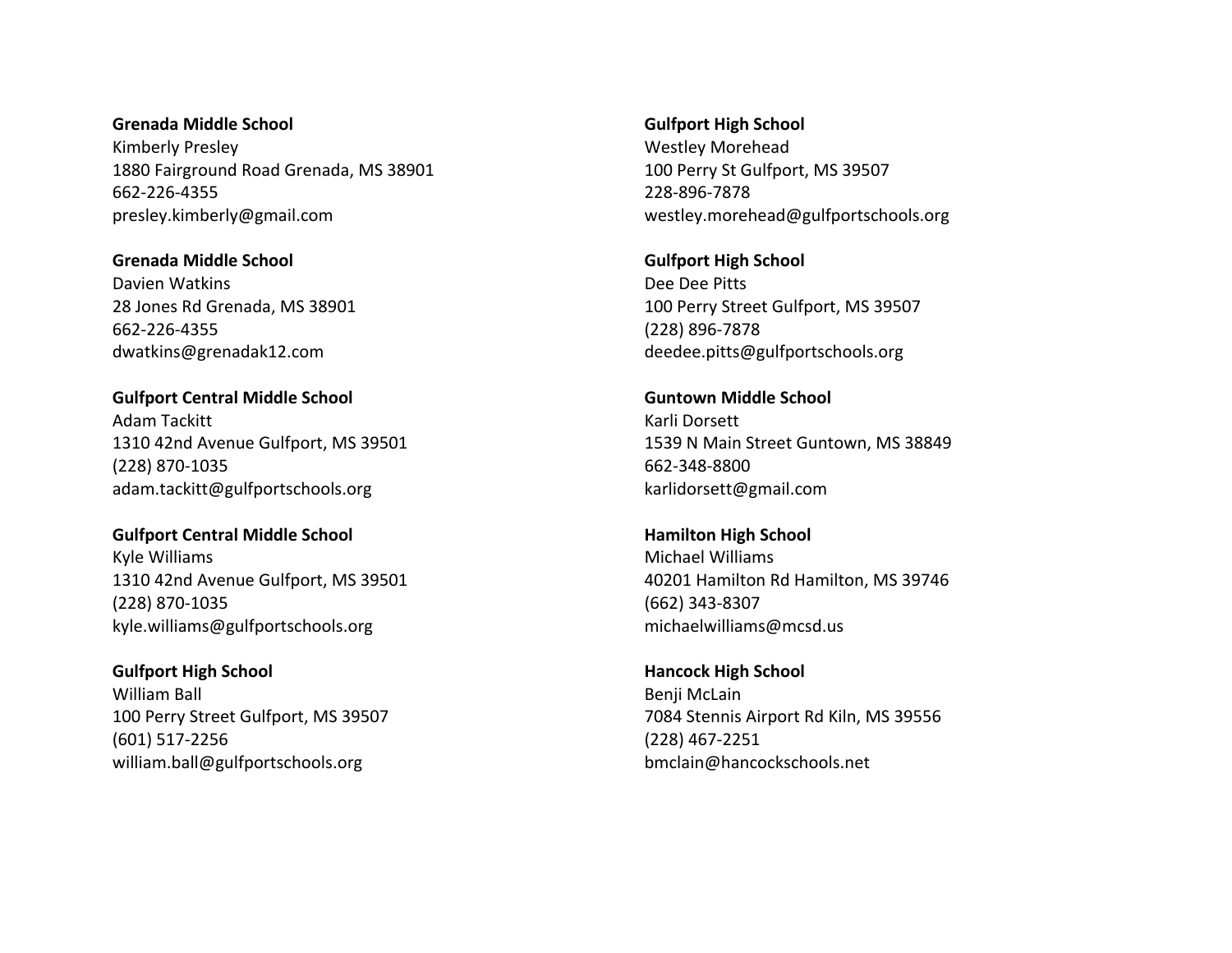**Grenada Middle School**
Kimberly Presley
1880 Fairground Road Grenada, MS 38901
662-226-4355
presley.kimberly@gmail.com

**Grenada Middle School**
Davien Watkins
28 Jones Rd Grenada, MS 38901
662-226-4355
dwatkins@grenadak12.com

**Gulfport Central Middle School**
Adam Tackitt
1310 42nd Avenue Gulfport, MS 39501
(228) 870-1035
adam.tackitt@gulfportschools.org

**Gulfport Central Middle School**
Kyle Williams
1310 42nd Avenue Gulfport, MS 39501
(228) 870-1035
kyle.williams@gulfportschools.org

**Gulfport High School**
William Ball
100 Perry Street Gulfport, MS 39507
(601) 517-2256
william.ball@gulfportschools.org

**Gulfport High School**
Westley Morehead
100 Perry St Gulfport, MS 39507
228-896-7878
westley.morehead@gulfportschools.org

**Gulfport High School**
Dee Dee Pitts
100 Perry Street Gulfport, MS 39507
(228) 896-7878
deedee.pitts@gulfportschools.org

**Guntown Middle School**
Karli Dorsett
1539 N Main Street Guntown, MS 38849
662-348-8800
karlidorsett@gmail.com

**Hamilton High School**
Michael Williams
40201 Hamilton Rd Hamilton, MS 39746
(662) 343-8307
michaelwilliams@mcsd.us

**Hancock High School**
Benji McLain
7084 Stennis Airport Rd Kiln, MS 39556
(228) 467-2251
bmclain@hancockschools.net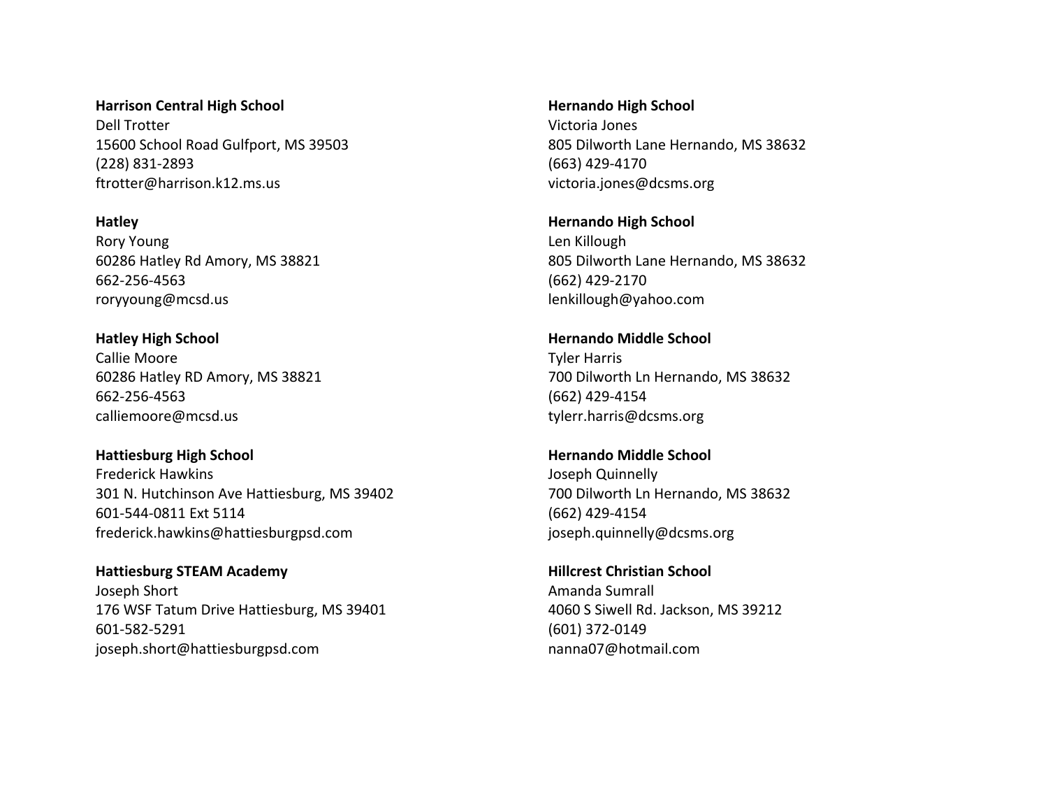**Harrison Central High School**
Dell Trotter
15600 School Road Gulfport, MS 39503
(228) 831-2893
ftrotter@harrison.k12.ms.us

**Hatley**
Rory Young
60286 Hatley Rd Amory, MS 38821
662-256-4563
roryyoung@mcsd.us

**Hatley High School**
Callie Moore
60286 Hatley RD Amory, MS 38821
662-256-4563
calliemoore@mcsd.us

**Hattiesburg High School**
Frederick Hawkins
301 N. Hutchinson Ave Hattiesburg, MS 39402
601-544-0811 Ext 5114
frederick.hawkins@hattiesburgpsd.com

**Hattiesburg STEAM Academy**
Joseph Short
176 WSF Tatum Drive Hattiesburg, MS 39401
601-582-5291
joseph.short@hattiesburgpsd.com

**Hernando High School**
Victoria Jones
805 Dilworth Lane Hernando, MS 38632
(663) 429-4170
victoria.jones@dcsms.org

**Hernando High School**
Len Killough
805 Dilworth Lane Hernando, MS 38632
(662) 429-2170
lenkillough@yahoo.com

**Hernando Middle School**
Tyler Harris
700 Dilworth Ln Hernando, MS 38632
(662) 429-4154
tylerr.harris@dcsms.org

**Hernando Middle School**
Joseph Quinnelly
700 Dilworth Ln Hernando, MS 38632
(662) 429-4154
joseph.quinnelly@dcsms.org

**Hillcrest Christian School**
Amanda Sumrall
4060 S Siwell Rd. Jackson, MS 39212
(601) 372-0149
nanna07@hotmail.com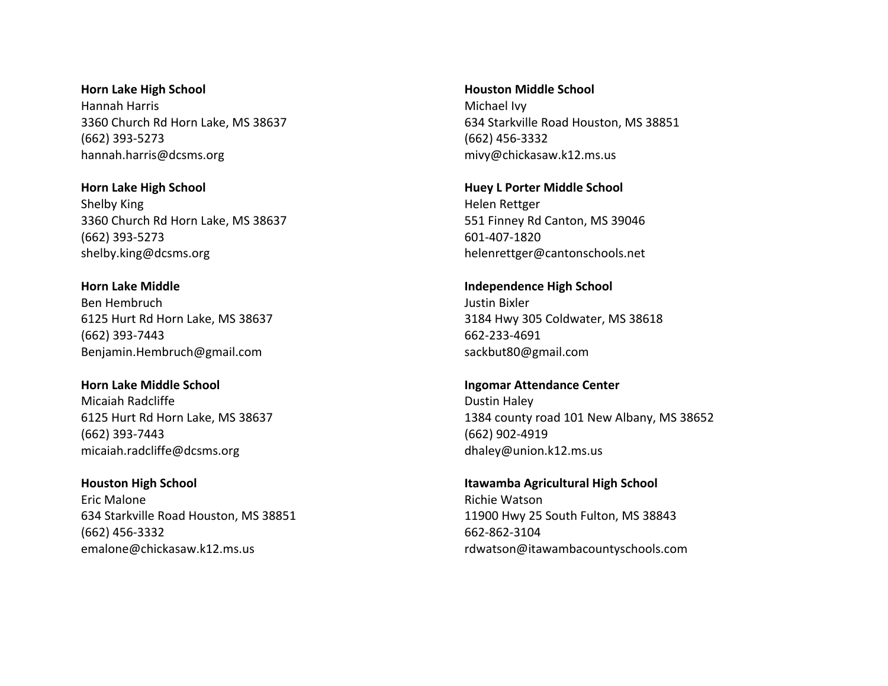**Horn Lake High School**
Hannah Harris
3360 Church Rd Horn Lake, MS 38637
(662) 393-5273
hannah.harris@dcsms.org

**Horn Lake High School**
Shelby King
3360 Church Rd Horn Lake, MS 38637
(662) 393-5273
shelby.king@dcsms.org

**Horn Lake Middle**
Ben Hembruch
6125 Hurt Rd Horn Lake, MS 38637
(662) 393-7443
Benjamin.Hembruch@gmail.com

**Horn Lake Middle School**
Micaiah Radcliffe
6125 Hurt Rd Horn Lake, MS 38637
(662) 393-7443
micaiah.radcliffe@dcsms.org

**Houston High School**
Eric Malone
634 Starkville Road Houston, MS 38851
(662) 456-3332
emalone@chickasaw.k12.ms.us

**Houston Middle School**
Michael Ivy
634 Starkville Road Houston, MS 38851
(662) 456-3332
mivy@chickasaw.k12.ms.us

**Huey L Porter Middle School**
Helen Rettger
551 Finney Rd Canton, MS 39046
601-407-1820
helenrettger@cantonschools.net

**Independence High School**
Justin Bixler
3184 Hwy 305 Coldwater, MS 38618
662-233-4691
sackbut80@gmail.com

**Ingomar Attendance Center**
Dustin Haley
1384 county road 101 New Albany, MS 38652
(662) 902-4919
dhaley@union.k12.ms.us

**Itawamba Agricultural High School**
Richie Watson
11900 Hwy 25 South Fulton, MS 38843
662-862-3104
rdwatson@itawambacountyschools.com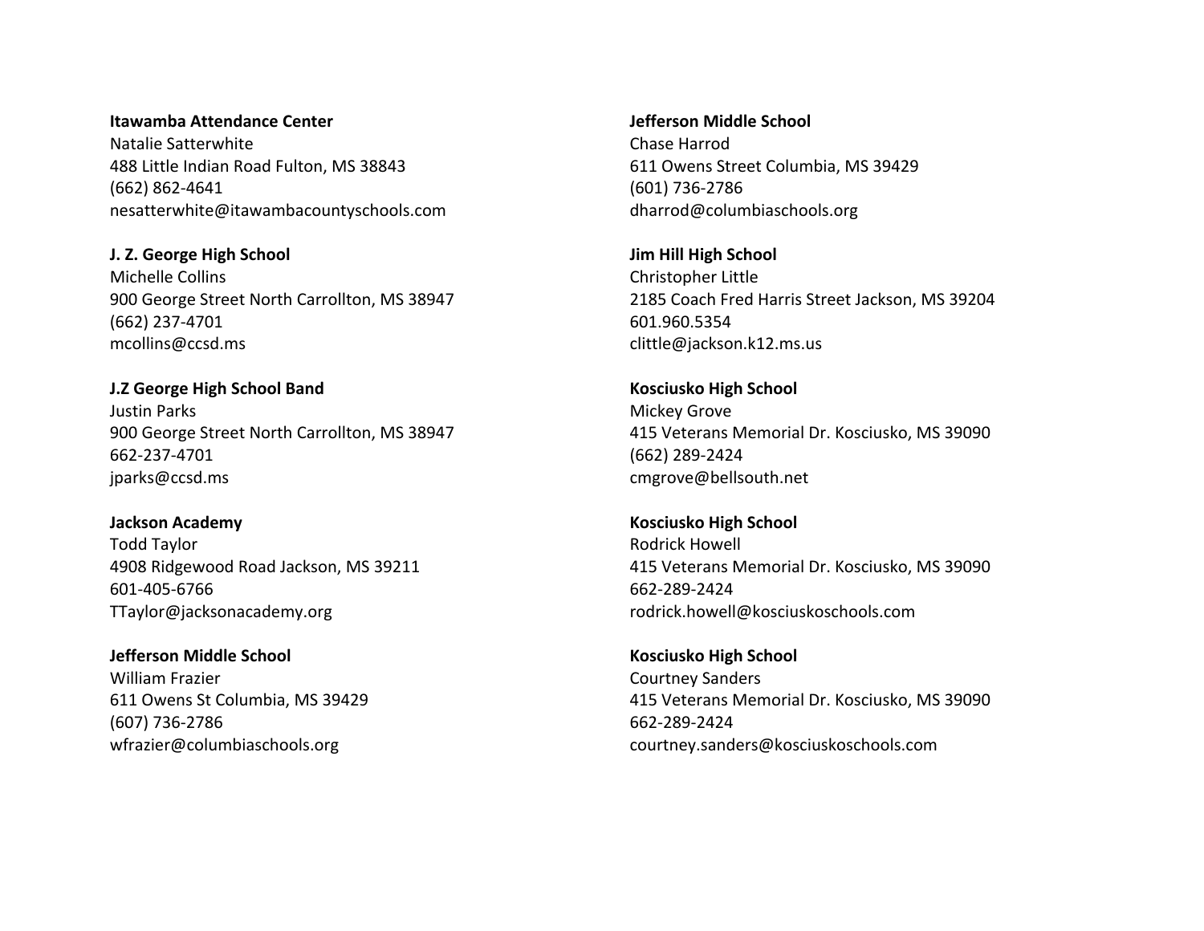**Itawamba Attendance Center**
Natalie Satterwhite
488 Little Indian Road Fulton, MS 38843
(662) 862-4641
nesatterwhite@itawambacountyschools.com

**J. Z. George High School**
Michelle Collins
900 George Street North Carrollton, MS 38947
(662) 237-4701
mcollins@ccsd.ms

**J.Z George High School Band**
Justin Parks
900 George Street North Carrollton, MS 38947
662-237-4701
jparks@ccsd.ms

**Jackson Academy**
Todd Taylor
4908 Ridgewood Road Jackson, MS 39211
601-405-6766
TTaylor@jacksonacademy.org

**Jefferson Middle School**
William Frazier
611 Owens St Columbia, MS 39429
(607) 736-2786
wfrazier@columbiaschools.org

**Jefferson Middle School**
Chase Harrod
611 Owens Street Columbia, MS 39429
(601) 736-2786
dharrod@columbiaschools.org

**Jim Hill High School**
Christopher Little
2185 Coach Fred Harris Street Jackson, MS 39204
601.960.5354
clittle@jackson.k12.ms.us

**Kosciusko High School**
Mickey Grove
415 Veterans Memorial Dr. Kosciusko, MS 39090
(662) 289-2424
cmgrove@bellsouth.net

**Kosciusko High School**
Rodrick Howell
415 Veterans Memorial Dr. Kosciusko, MS 39090
662-289-2424
rodrick.howell@kosciuskoschools.com

**Kosciusko High School**
Courtney Sanders
415 Veterans Memorial Dr. Kosciusko, MS 39090
662-289-2424
courtney.sanders@kosciuskoschools.com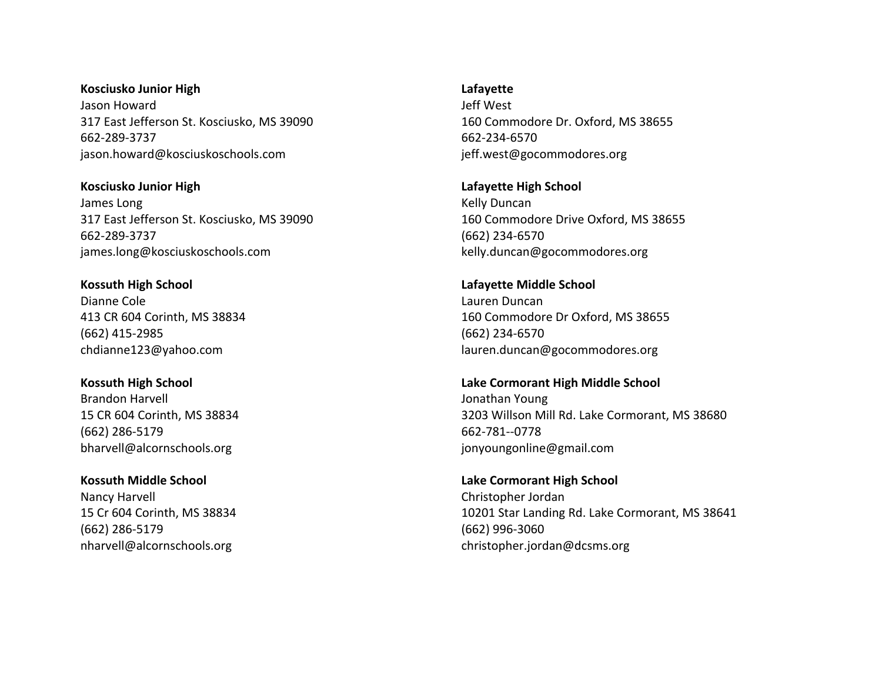**Kosciusko Junior High**
Jason Howard
317 East Jefferson St. Kosciusko, MS 39090
662-289-3737
jason.howard@kosciuskoschools.com

**Kosciusko Junior High**
James Long
317 East Jefferson St. Kosciusko, MS 39090
662-289-3737
james.long@kosciuskoschools.com

**Kossuth High School**
Dianne Cole
413 CR 604 Corinth, MS 38834
(662) 415-2985
chdianne123@yahoo.com

**Kossuth High School**
Brandon Harvell
15 CR 604 Corinth, MS 38834
(662) 286-5179
bharvell@alcornschools.org

**Kossuth Middle School**
Nancy Harvell
15 Cr 604 Corinth, MS 38834
(662) 286-5179
nharvell@alcornschools.org

**Lafayette**
Jeff West
160 Commodore Dr. Oxford, MS 38655
662-234-6570
jeff.west@gocommodores.org

**Lafayette High School**
Kelly Duncan
160 Commodore Drive Oxford, MS 38655
(662) 234-6570
kelly.duncan@gocommodores.org

**Lafayette Middle School**
Lauren Duncan
160 Commodore Dr Oxford, MS 38655
(662) 234-6570
lauren.duncan@gocommodores.org

**Lake Cormorant High Middle School**
Jonathan Young
3203 Willson Mill Rd. Lake Cormorant, MS 38680
662-781--0778
jonyoungonline@gmail.com

**Lake Cormorant High School**
Christopher Jordan
10201 Star Landing Rd. Lake Cormorant, MS 38641
(662) 996-3060
christopher.jordan@dcsms.org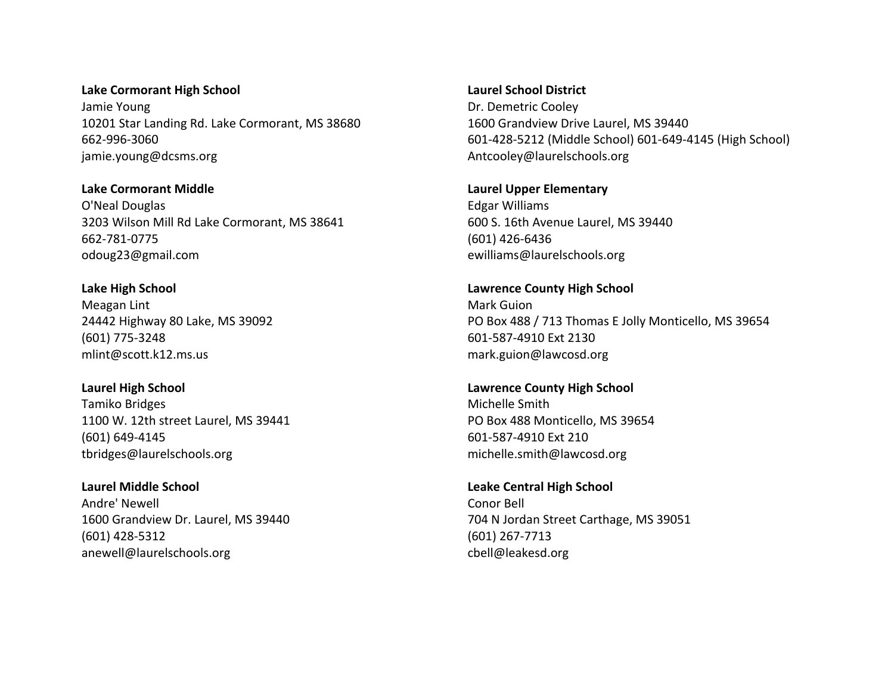**Lake Cormorant High School**
Jamie Young
10201 Star Landing Rd. Lake Cormorant, MS 38680
662-996-3060
jamie.young@dcsms.org

**Lake Cormorant Middle**
O'Neal Douglas
3203 Wilson Mill Rd Lake Cormorant, MS 38641
662-781-0775
odoug23@gmail.com

**Lake High School**
Meagan Lint
24442 Highway 80 Lake, MS 39092
(601) 775-3248
mlint@scott.k12.ms.us

**Laurel High School**
Tamiko Bridges
1100 W. 12th street Laurel, MS 39441
(601) 649-4145
tbridges@laurelschools.org

**Laurel Middle School**
Andre' Newell
1600 Grandview Dr. Laurel, MS 39440
(601) 428-5312
anewell@laurelschools.org

**Laurel School District**
Dr. Demetric Cooley
1600 Grandview Drive Laurel, MS 39440
601-428-5212 (Middle School) 601-649-4145 (High School)
Antcooley@laurelschools.org

**Laurel Upper Elementary**
Edgar Williams
600 S. 16th Avenue Laurel, MS 39440
(601) 426-6436
ewilliams@laurelschools.org

**Lawrence County High School**
Mark Guion
PO Box 488 / 713 Thomas E Jolly Monticello, MS 39654
601-587-4910 Ext 2130
mark.guion@lawcosd.org

**Lawrence County High School**
Michelle Smith
PO Box 488 Monticello, MS 39654
601-587-4910 Ext 210
michelle.smith@lawcosd.org

**Leake Central High School**
Conor Bell
704 N Jordan Street Carthage, MS 39051
(601) 267-7713
cbell@leakesd.org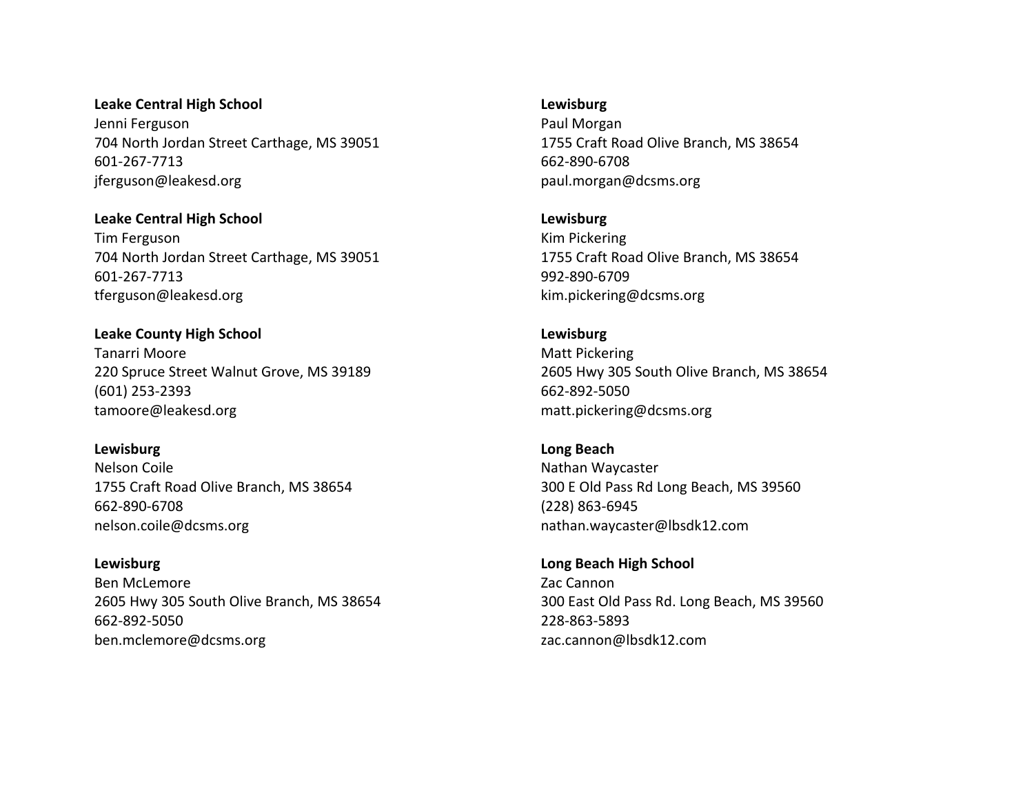**Leake Central High School**
Jenni Ferguson
704 North Jordan Street Carthage, MS 39051
601-267-7713
jferguson@leakesd.org

**Leake Central High School**
Tim Ferguson
704 North Jordan Street Carthage, MS 39051
601-267-7713
tferguson@leakesd.org

**Leake County High School**
Tanarri Moore
220 Spruce Street Walnut Grove, MS 39189
(601) 253-2393
tamoore@leakesd.org

**Lewisburg**
Nelson Coile
1755 Craft Road Olive Branch, MS 38654
662-890-6708
nelson.coile@dcsms.org

**Lewisburg**
Ben McLemore
2605 Hwy 305 South Olive Branch, MS 38654
662-892-5050
ben.mclemore@dcsms.org

**Lewisburg**
Paul Morgan
1755 Craft Road Olive Branch, MS 38654
662-890-6708
paul.morgan@dcsms.org

**Lewisburg**
Kim Pickering
1755 Craft Road Olive Branch, MS 38654
992-890-6709
kim.pickering@dcsms.org

**Lewisburg**
Matt Pickering
2605 Hwy 305 South Olive Branch, MS 38654
662-892-5050
matt.pickering@dcsms.org

**Long Beach**
Nathan Waycaster
300 E Old Pass Rd Long Beach, MS 39560
(228) 863-6945
nathan.waycaster@lbsdk12.com

**Long Beach High School**
Zac Cannon
300 East Old Pass Rd. Long Beach, MS 39560
228-863-5893
zac.cannon@lbsdk12.com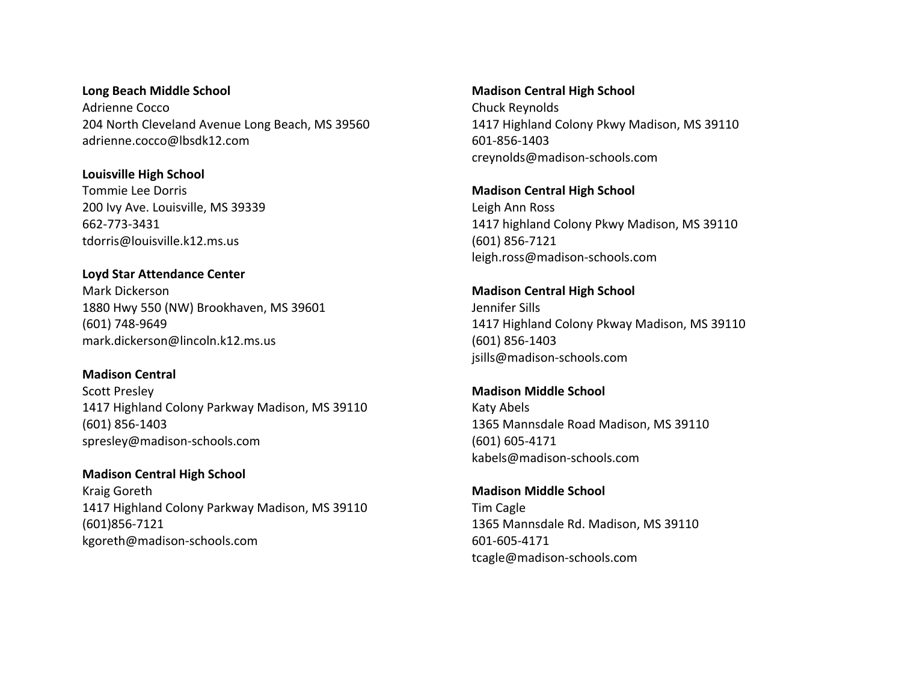**Long Beach Middle School**
Adrienne Cocco
204 North Cleveland Avenue Long Beach, MS 39560
adrienne.cocco@lbsdk12.com

**Louisville High School**
Tommie Lee Dorris
200 Ivy Ave. Louisville, MS 39339
662-773-3431
tdorris@louisville.k12.ms.us

**Loyd Star Attendance Center**
Mark Dickerson
1880 Hwy 550 (NW) Brookhaven, MS 39601
(601) 748-9649
mark.dickerson@lincoln.k12.ms.us

**Madison Central**
Scott Presley
1417 Highland Colony Parkway Madison, MS 39110
(601) 856-1403
spresley@madison-schools.com

**Madison Central High School**
Kraig Goreth
1417 Highland Colony Parkway Madison, MS 39110
(601)856-7121
kgoreth@madison-schools.com

**Madison Central High School**
Chuck Reynolds
1417 Highland Colony Pkwy Madison, MS 39110
601-856-1403
creynolds@madison-schools.com

**Madison Central High School**
Leigh Ann Ross
1417 highland Colony Pkwy Madison, MS 39110
(601) 856-7121
leigh.ross@madison-schools.com

**Madison Central High School**
Jennifer Sills
1417 Highland Colony Pkway Madison, MS 39110
(601) 856-1403
jsills@madison-schools.com

**Madison Middle School**
Katy Abels
1365 Mannsdale Road Madison, MS 39110
(601) 605-4171
kabels@madison-schools.com

**Madison Middle School**
Tim Cagle
1365 Mannsdale Rd. Madison, MS 39110
601-605-4171
tcagle@madison-schools.com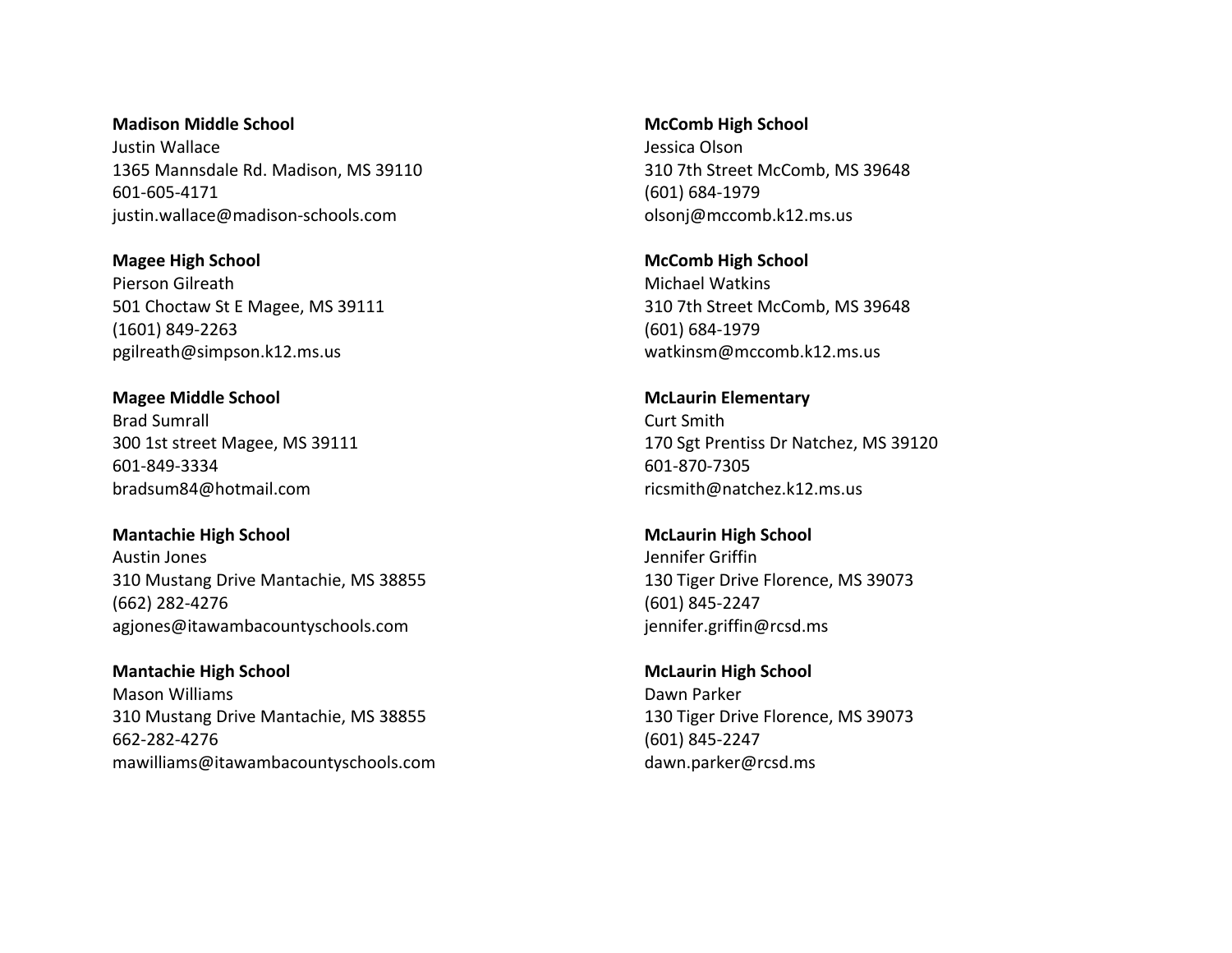**Madison Middle School**
Justin Wallace
1365 Mannsdale Rd. Madison, MS 39110
601-605-4171
justin.wallace@madison-schools.com

**Magee High School**
Pierson Gilreath
501 Choctaw St E Magee, MS 39111
(1601) 849-2263
pgilreath@simpson.k12.ms.us

**Magee Middle School**
Brad Sumrall
300 1st street Magee, MS 39111
601-849-3334
bradsum84@hotmail.com

**Mantachie High School**
Austin Jones
310 Mustang Drive Mantachie, MS 38855
(662) 282-4276
agjones@itawambacountyschools.com

**Mantachie High School**
Mason Williams
310 Mustang Drive Mantachie, MS 38855
662-282-4276
mawilliams@itawambacountyschools.com

**McComb High School**
Jessica Olson
310 7th Street McComb, MS 39648
(601) 684-1979
olsonj@mccomb.k12.ms.us

**McComb High School**
Michael Watkins
310 7th Street McComb, MS 39648
(601) 684-1979
watkinsm@mccomb.k12.ms.us

**McLaurin Elementary**
Curt Smith
170 Sgt Prentiss Dr Natchez, MS 39120
601-870-7305
ricsmith@natchez.k12.ms.us

**McLaurin High School**
Jennifer Griffin
130 Tiger Drive Florence, MS 39073
(601) 845-2247
jennifer.griffin@rcsd.ms

**McLaurin High School**
Dawn Parker
130 Tiger Drive Florence, MS 39073
(601) 845-2247
dawn.parker@rcsd.ms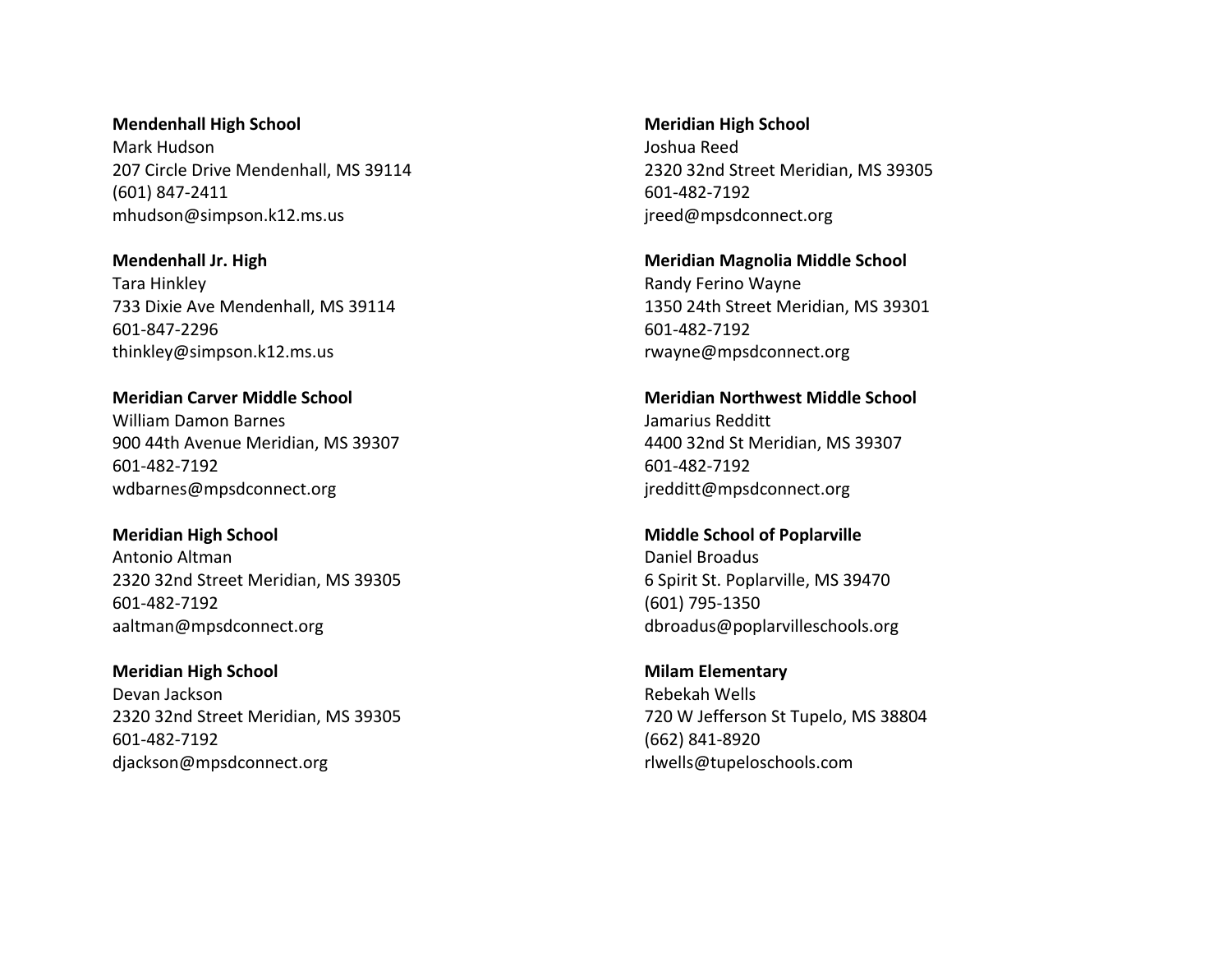**Mendenhall High School**
Mark Hudson
207 Circle Drive Mendenhall, MS 39114
(601) 847-2411
mhudson@simpson.k12.ms.us

**Mendenhall Jr. High**
Tara Hinkley
733 Dixie Ave Mendenhall, MS 39114
601-847-2296
thinkley@simpson.k12.ms.us

**Meridian Carver Middle School**
William Damon Barnes
900 44th Avenue Meridian, MS 39307
601-482-7192
wdbarnes@mpsdconnect.org

**Meridian High School**
Antonio Altman
2320 32nd Street Meridian, MS 39305
601-482-7192
aaltman@mpsdconnect.org

**Meridian High School**
Devan Jackson
2320 32nd Street Meridian, MS 39305
601-482-7192
djackson@mpsdconnect.org

**Meridian High School**
Joshua Reed
2320 32nd Street Meridian, MS 39305
601-482-7192
jreed@mpsdconnect.org

**Meridian Magnolia Middle School**
Randy Ferino Wayne
1350 24th Street Meridian, MS 39301
601-482-7192
rwayne@mpsdconnect.org

**Meridian Northwest Middle School**
Jamarius Redditt
4400 32nd St Meridian, MS 39307
601-482-7192
jredditt@mpsdconnect.org

**Middle School of Poplarville**
Daniel Broadus
6 Spirit St. Poplarville, MS 39470
(601) 795-1350
dbroadus@poplarvilleschools.org

**Milam Elementary**
Rebekah Wells
720 W Jefferson St Tupelo, MS 38804
(662) 841-8920
rlwells@tupeloschools.com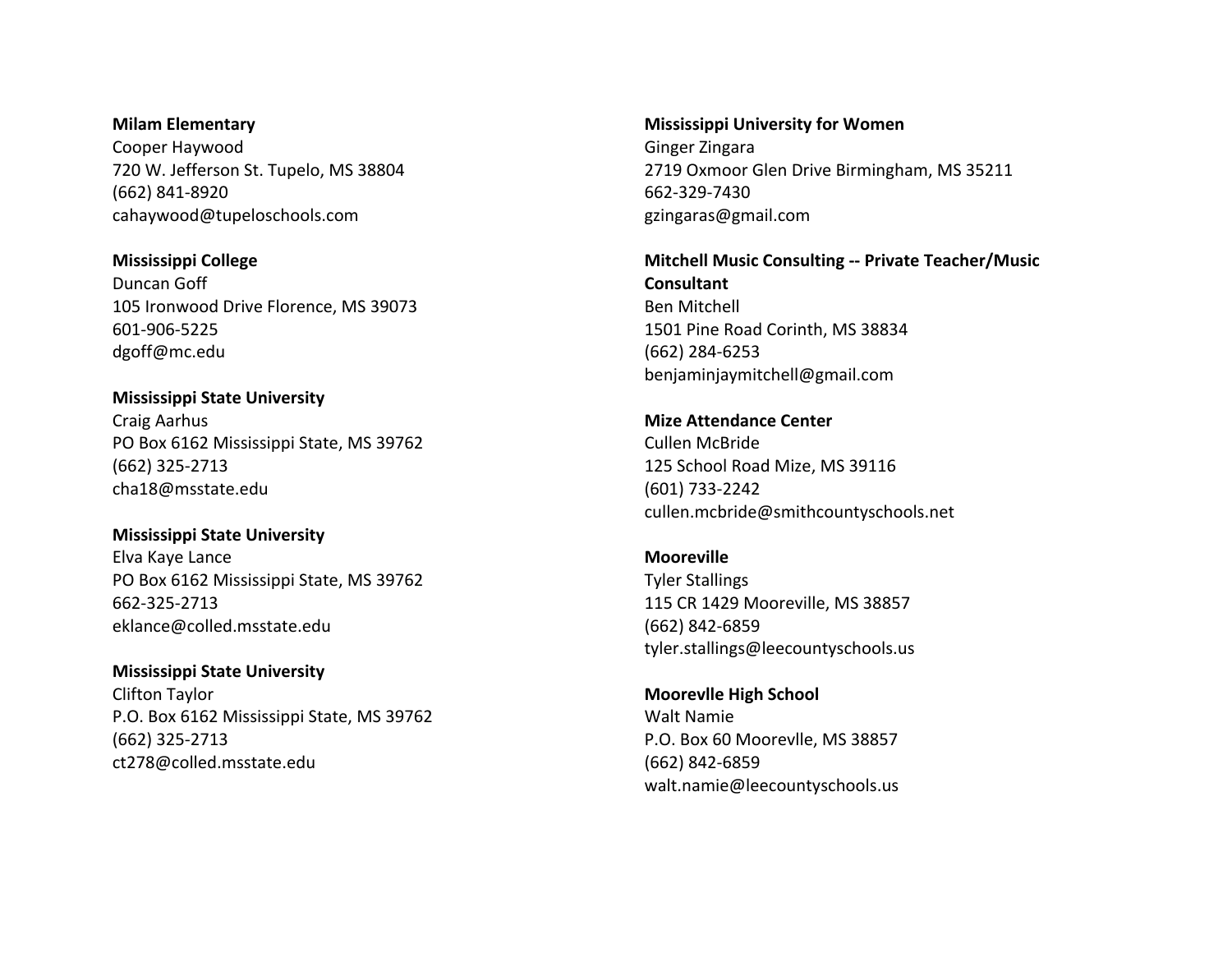**Milam Elementary**
Cooper Haywood
720 W. Jefferson St. Tupelo, MS 38804
(662) 841-8920
cahaywood@tupeloschools.com

**Mississippi College**
Duncan Goff
105 Ironwood Drive Florence, MS 39073
601-906-5225
dgoff@mc.edu

**Mississippi State University**
Craig Aarhus
PO Box 6162 Mississippi State, MS 39762
(662) 325-2713
cha18@msstate.edu

**Mississippi State University**
Elva Kaye Lance
PO Box 6162 Mississippi State, MS 39762
662-325-2713
eklance@colled.msstate.edu

**Mississippi State University**
Clifton Taylor
P.O. Box 6162 Mississippi State, MS 39762
(662) 325-2713
ct278@colled.msstate.edu

**Mississippi University for Women**
Ginger Zingara
2719 Oxmoor Glen Drive Birmingham, MS 35211
662-329-7430
gzingaras@gmail.com

**Mitchell Music Consulting -- Private Teacher/Music Consultant**
Ben Mitchell
1501 Pine Road Corinth, MS 38834
(662) 284-6253
benjaminjaymitchell@gmail.com

**Mize Attendance Center**
Cullen McBride
125 School Road Mize, MS 39116
(601) 733-2242
cullen.mcbride@smithcountyschools.net

**Mooreville**
Tyler Stallings
115 CR 1429 Mooreville, MS 38857
(662) 842-6859
tyler.stallings@leecountyschools.us

**Moorevlle High School**
Walt Namie
P.O. Box 60 Moorevlle, MS 38857
(662) 842-6859
walt.namie@leecountyschools.us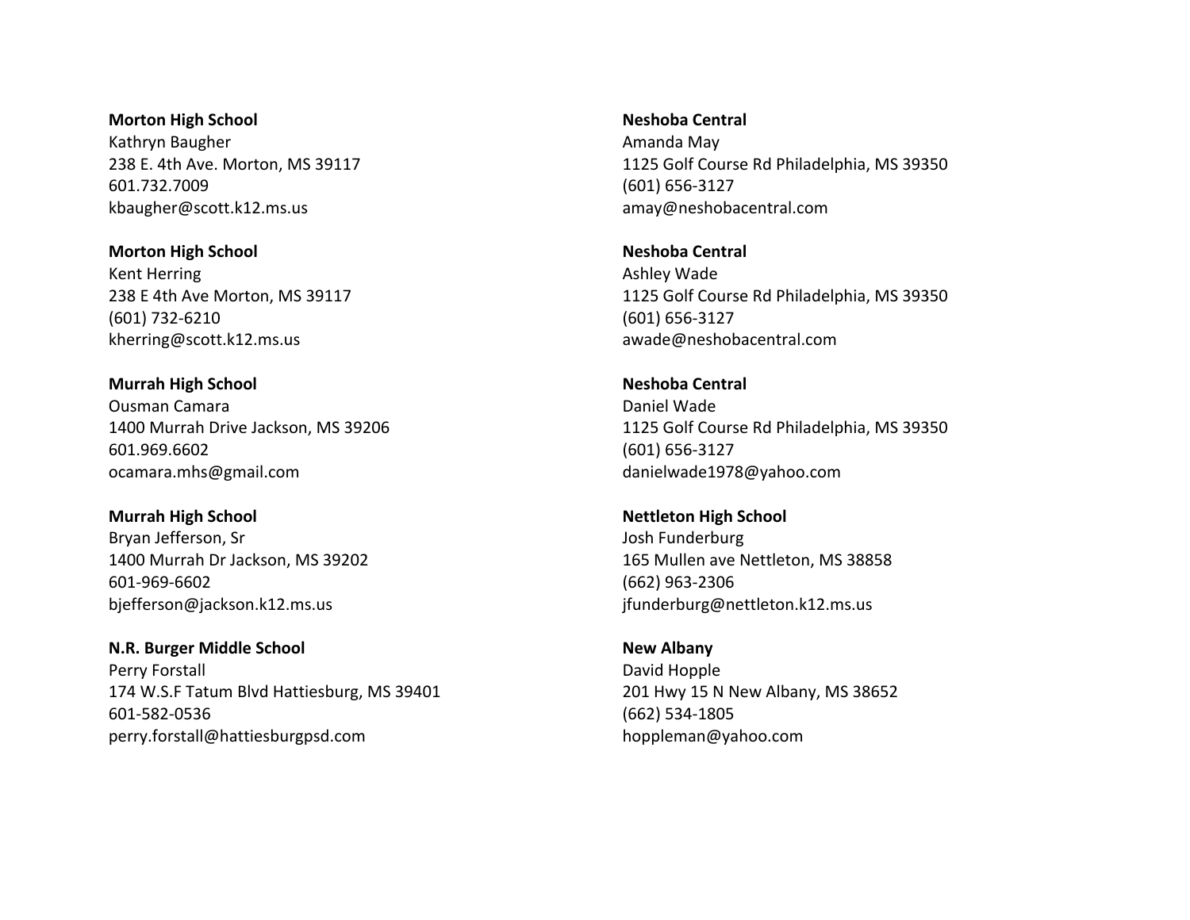**Morton High School**
Kathryn Baugher
238 E. 4th Ave. Morton, MS 39117
601.732.7009
kbaugher@scott.k12.ms.us

**Morton High School**
Kent Herring
238 E 4th Ave Morton, MS 39117
(601) 732-6210
kherring@scott.k12.ms.us

**Murrah High School**
Ousman Camara
1400 Murrah Drive Jackson, MS 39206
601.969.6602
ocamara.mhs@gmail.com

**Murrah High School**
Bryan Jefferson, Sr
1400 Murrah Dr Jackson, MS 39202
601-969-6602
bjefferson@jackson.k12.ms.us

**N.R. Burger Middle School**
Perry Forstall
174 W.S.F Tatum Blvd Hattiesburg, MS 39401
601-582-0536
perry.forstall@hattiesburgpsd.com

**Neshoba Central**
Amanda May
1125 Golf Course Rd Philadelphia, MS 39350
(601) 656-3127
amay@neshobacentral.com

**Neshoba Central**
Ashley Wade
1125 Golf Course Rd Philadelphia, MS 39350
(601) 656-3127
awade@neshobacentral.com

**Neshoba Central**
Daniel Wade
1125 Golf Course Rd Philadelphia, MS 39350
(601) 656-3127
danielwade1978@yahoo.com

**Nettleton High School**
Josh Funderburg
165 Mullen ave Nettleton, MS 38858
(662) 963-2306
jfunderburg@nettleton.k12.ms.us

**New Albany**
David Hopple
201 Hwy 15 N New Albany, MS 38652
(662) 534-1805
hoppleman@yahoo.com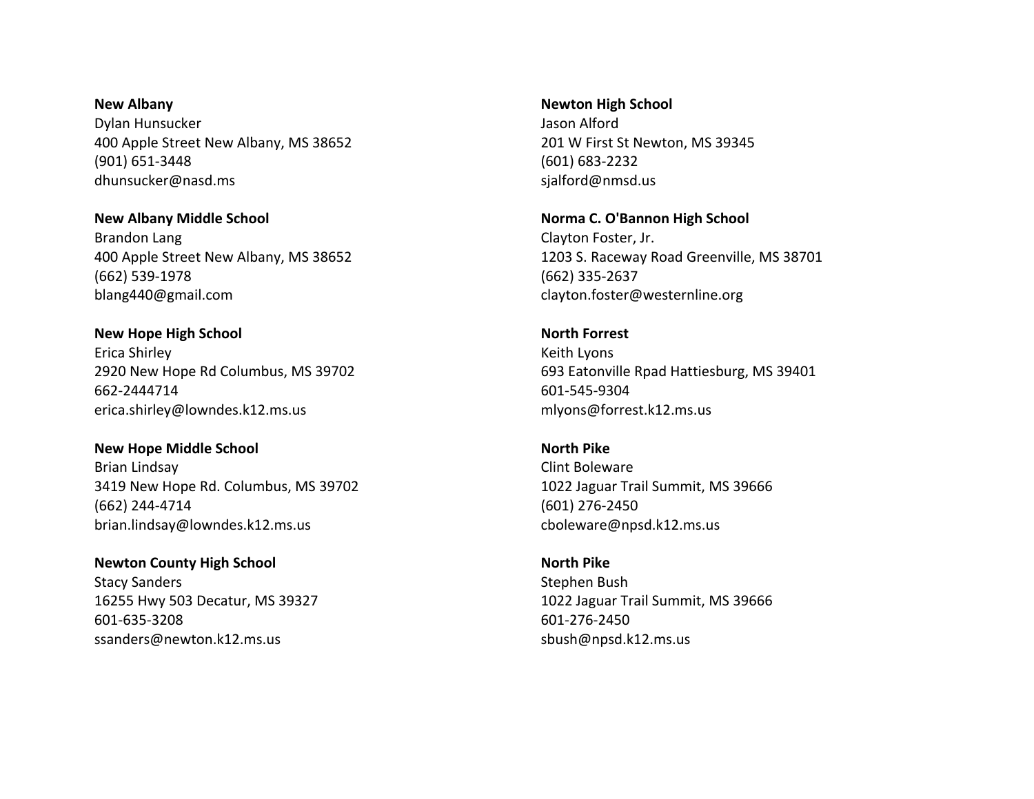**New Albany**
Dylan Hunsucker
400 Apple Street New Albany, MS 38652
(901) 651-3448
dhunsucker@nasd.ms

**New Albany Middle School**
Brandon Lang
400 Apple Street New Albany, MS 38652
(662) 539-1978
blang440@gmail.com

**New Hope High School**
Erica Shirley
2920 New Hope Rd Columbus, MS 39702
662-2444714
erica.shirley@lowndes.k12.ms.us

**New Hope Middle School**
Brian Lindsay
3419 New Hope Rd. Columbus, MS 39702
(662) 244-4714
brian.lindsay@lowndes.k12.ms.us

**Newton County High School**
Stacy Sanders
16255 Hwy 503 Decatur, MS 39327
601-635-3208
ssanders@newton.k12.ms.us

**Newton High School**
Jason Alford
201 W First St Newton, MS 39345
(601) 683-2232
sjalford@nmsd.us

**Norma C. O'Bannon High School**
Clayton Foster, Jr.
1203 S. Raceway Road Greenville, MS 38701
(662) 335-2637
clayton.foster@westernline.org

**North Forrest**
Keith Lyons
693 Eatonville Rpad Hattiesburg, MS 39401
601-545-9304
mlyons@forrest.k12.ms.us

**North Pike**
Clint Boleware
1022 Jaguar Trail Summit, MS 39666
(601) 276-2450
cboleware@npsd.k12.ms.us

**North Pike**
Stephen Bush
1022 Jaguar Trail Summit, MS 39666
601-276-2450
sbush@npsd.k12.ms.us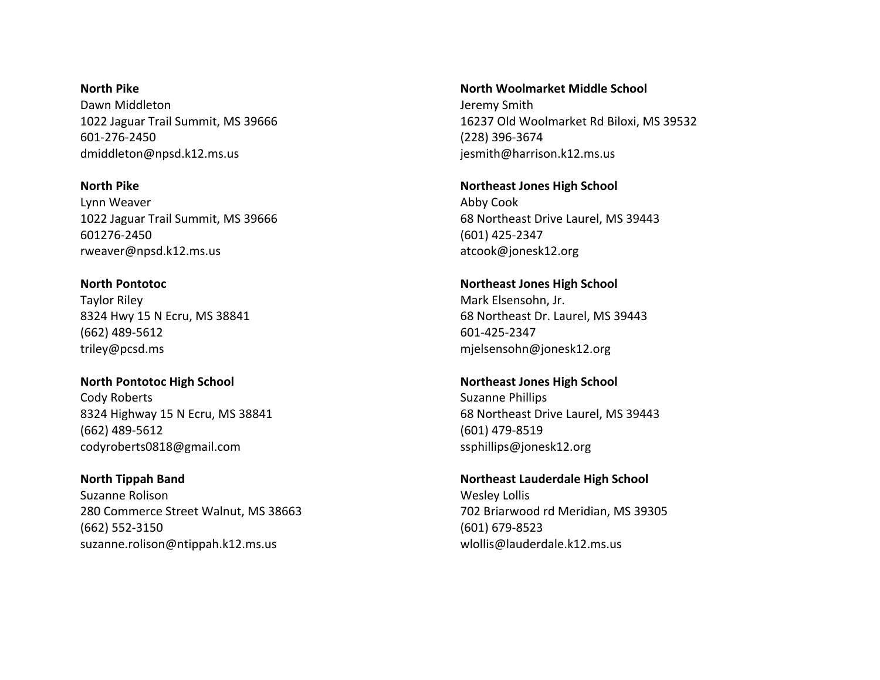**North Pike**
Dawn Middleton
1022 Jaguar Trail Summit, MS 39666
601-276-2450
dmiddleton@npsd.k12.ms.us

**North Pike**
Lynn Weaver
1022 Jaguar Trail Summit, MS 39666
601276-2450
rweaver@npsd.k12.ms.us

**North Pontotoc**
Taylor Riley
8324 Hwy 15 N Ecru, MS 38841
(662) 489-5612
triley@pcsd.ms

**North Pontotoc High School**
Cody Roberts
8324 Highway 15 N Ecru, MS 38841
(662) 489-5612
codyroberts0818@gmail.com

**North Tippah Band**
Suzanne Rolison
280 Commerce Street Walnut, MS 38663
(662) 552-3150
suzanne.rolison@ntippah.k12.ms.us

**North Woolmarket Middle School**
Jeremy Smith
16237 Old Woolmarket Rd Biloxi, MS 39532
(228) 396-3674
jesmith@harrison.k12.ms.us

**Northeast Jones High School**
Abby Cook
68 Northeast Drive Laurel, MS 39443
(601) 425-2347
atcook@jonesk12.org

**Northeast Jones High School**
Mark Elsensohn, Jr.
68 Northeast Dr. Laurel, MS 39443
601-425-2347
mjelsensohn@jonesk12.org

**Northeast Jones High School**
Suzanne Phillips
68 Northeast Drive Laurel, MS 39443
(601) 479-8519
ssphillips@jonesk12.org

**Northeast Lauderdale High School**
Wesley Lollis
702 Briarwood rd Meridian, MS 39305
(601) 679-8523
wlollis@lauderdale.k12.ms.us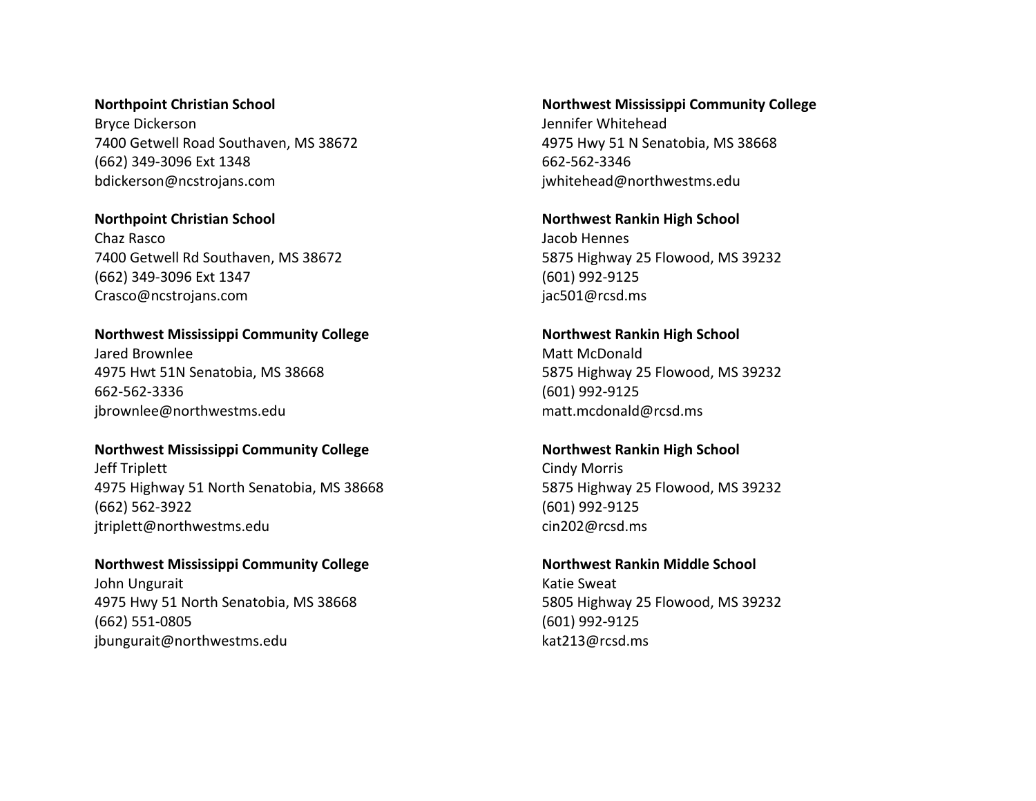**Northpoint Christian School**
Bryce Dickerson
7400 Getwell Road Southaven, MS 38672
(662) 349-3096 Ext 1348
bdickerson@ncstrojans.com

**Northpoint Christian School**
Chaz Rasco
7400 Getwell Rd Southaven, MS 38672
(662) 349-3096 Ext 1347
Crasco@ncstrojans.com

**Northwest Mississippi Community College**
Jared Brownlee
4975 Hwt 51N Senatobia, MS 38668
662-562-3336
jbrownlee@northwestms.edu

**Northwest Mississippi Community College**
Jeff Triplett
4975 Highway 51 North Senatobia, MS 38668
(662) 562-3922
jtriplett@northwestms.edu

**Northwest Mississippi Community College**
John Ungurait
4975 Hwy 51 North Senatobia, MS 38668
(662) 551-0805
jbungurait@northwestms.edu

**Northwest Mississippi Community College**
Jennifer Whitehead
4975 Hwy 51 N Senatobia, MS 38668
662-562-3346
jwhitehead@northwestms.edu

**Northwest Rankin High School**
Jacob Hennes
5875 Highway 25 Flowood, MS 39232
(601) 992-9125
jac501@rcsd.ms

**Northwest Rankin High School**
Matt McDonald
5875 Highway 25 Flowood, MS 39232
(601) 992-9125
matt.mcdonald@rcsd.ms

**Northwest Rankin High School**
Cindy Morris
5875 Highway 25 Flowood, MS 39232
(601) 992-9125
cin202@rcsd.ms

**Northwest Rankin Middle School**
Katie Sweat
5805 Highway 25 Flowood, MS 39232
(601) 992-9125
kat213@rcsd.ms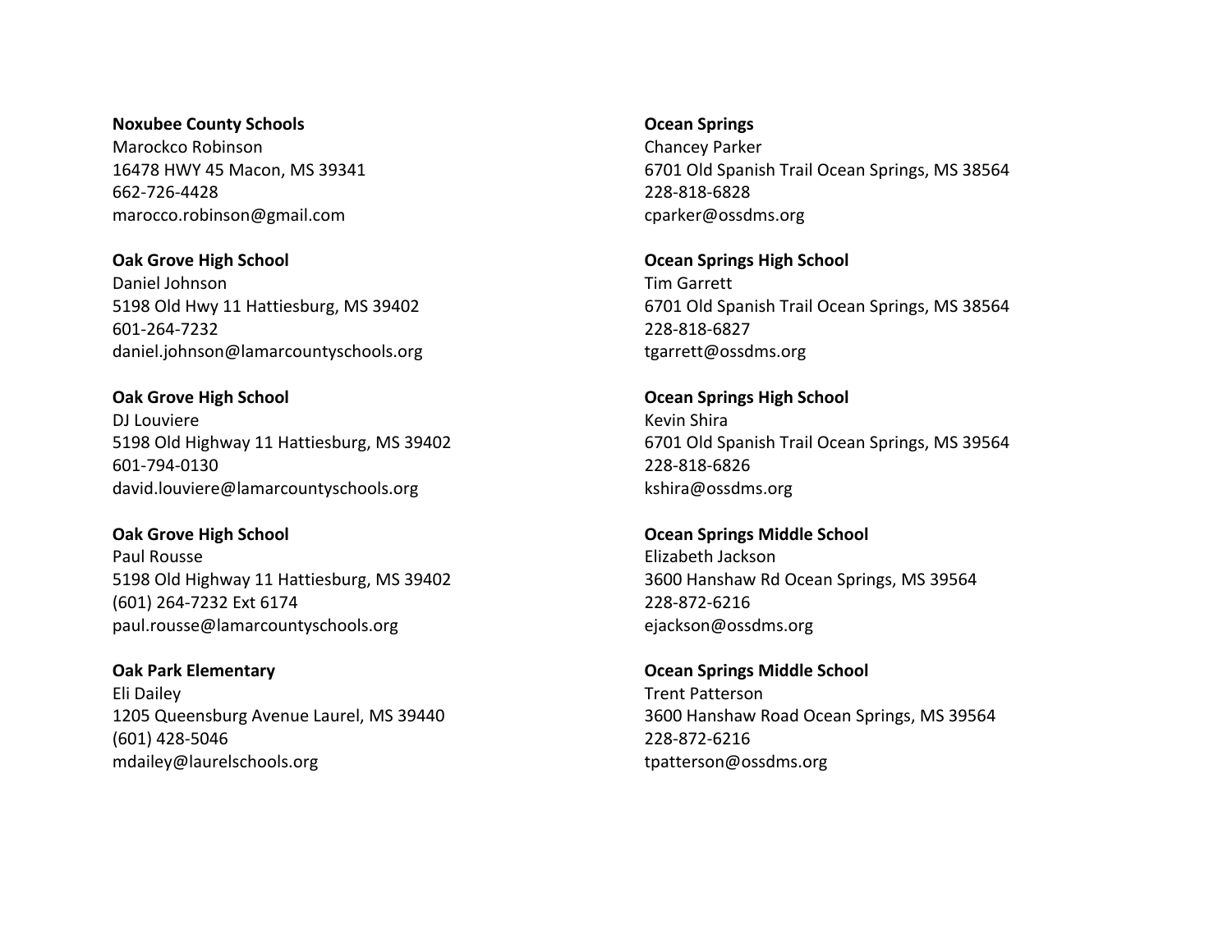**Noxubee County Schools**
Marockco Robinson
16478 HWY 45 Macon, MS 39341
662-726-4428
marocco.robinson@gmail.com

**Oak Grove High School**
Daniel Johnson
5198 Old Hwy 11 Hattiesburg, MS 39402
601-264-7232
daniel.johnson@lamarcountyschools.org

**Oak Grove High School**
DJ Louviere
5198 Old Highway 11 Hattiesburg, MS 39402
601-794-0130
david.louviere@lamarcountyschools.org

**Oak Grove High School**
Paul Rousse
5198 Old Highway 11 Hattiesburg, MS 39402
(601) 264-7232 Ext 6174
paul.rousse@lamarcountyschools.org

**Oak Park Elementary**
Eli Dailey
1205 Queensburg Avenue Laurel, MS 39440
(601) 428-5046
mdailey@laurelschools.org

**Ocean Springs**
Chancey Parker
6701 Old Spanish Trail Ocean Springs, MS 38564
228-818-6828
cparker@ossdms.org

**Ocean Springs High School**
Tim Garrett
6701 Old Spanish Trail Ocean Springs, MS 38564
228-818-6827
tgarrett@ossdms.org

**Ocean Springs High School**
Kevin Shira
6701 Old Spanish Trail Ocean Springs, MS 39564
228-818-6826
kshira@ossdms.org

**Ocean Springs Middle School**
Elizabeth Jackson
3600 Hanshaw Rd Ocean Springs, MS 39564
228-872-6216
ejackson@ossdms.org

**Ocean Springs Middle School**
Trent Patterson
3600 Hanshaw Road Ocean Springs, MS 39564
228-872-6216
tpatterson@ossdms.org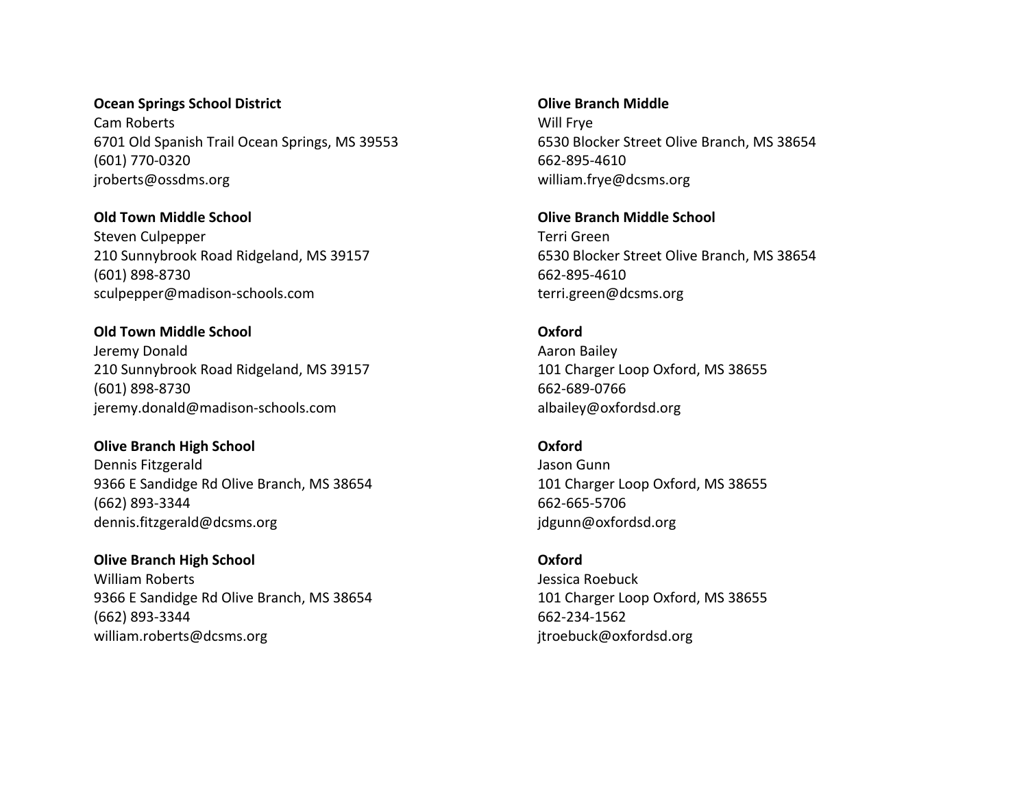**Ocean Springs School District**
Cam Roberts
6701 Old Spanish Trail Ocean Springs, MS 39553
(601) 770-0320
jroberts@ossdms.org

**Old Town Middle School**
Steven Culpepper
210 Sunnybrook Road Ridgeland, MS 39157
(601) 898-8730
sculpepper@madison-schools.com

**Old Town Middle School**
Jeremy Donald
210 Sunnybrook Road Ridgeland, MS 39157
(601) 898-8730
jeremy.donald@madison-schools.com

**Olive Branch High School**
Dennis Fitzgerald
9366 E Sandidge Rd Olive Branch, MS 38654
(662) 893-3344
dennis.fitzgerald@dcsms.org

**Olive Branch High School**
William Roberts
9366 E Sandidge Rd Olive Branch, MS 38654
(662) 893-3344
william.roberts@dcsms.org

**Olive Branch Middle**
Will Frye
6530 Blocker Street Olive Branch, MS 38654
662-895-4610
william.frye@dcsms.org

**Olive Branch Middle School**
Terri Green
6530 Blocker Street Olive Branch, MS 38654
662-895-4610
terri.green@dcsms.org

**Oxford**
Aaron Bailey
101 Charger Loop Oxford, MS 38655
662-689-0766
albailey@oxfordsd.org

**Oxford**
Jason Gunn
101 Charger Loop Oxford, MS 38655
662-665-5706
jdgunn@oxfordsd.org

**Oxford**
Jessica Roebuck
101 Charger Loop Oxford, MS 38655
662-234-1562
jtroebuck@oxfordsd.org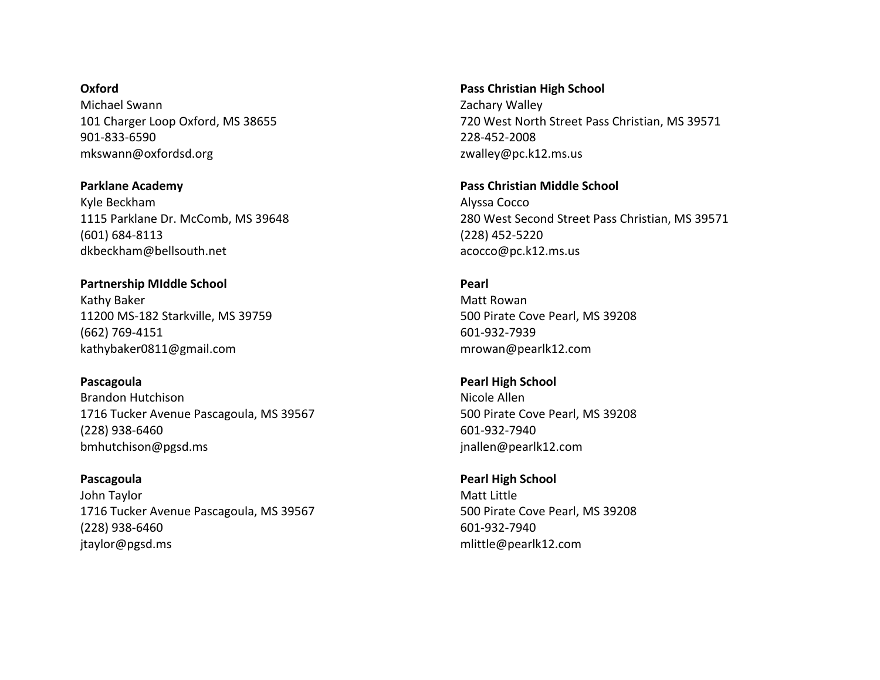**Oxford**
Michael Swann
101 Charger Loop Oxford, MS 38655
901-833-6590
mkswann@oxfordsd.org

**Parklane Academy**
Kyle Beckham
1115 Parklane Dr. McComb, MS 39648
(601) 684-8113
dkbeckham@bellsouth.net

**Partnership MIddle School**
Kathy Baker
11200 MS-182 Starkville, MS 39759
(662) 769-4151
kathybaker0811@gmail.com

**Pascagoula**
Brandon Hutchison
1716 Tucker Avenue Pascagoula, MS 39567
(228) 938-6460
bmhutchison@pgsd.ms

**Pascagoula**
John Taylor
1716 Tucker Avenue Pascagoula, MS 39567
(228) 938-6460
jtaylor@pgsd.ms

**Pass Christian High School**
Zachary Walley
720 West North Street Pass Christian, MS 39571
228-452-2008
zwalley@pc.k12.ms.us

**Pass Christian Middle School**
Alyssa Cocco
280 West Second Street Pass Christian, MS 39571
(228) 452-5220
acocco@pc.k12.ms.us

**Pearl**
Matt Rowan
500 Pirate Cove Pearl, MS 39208
601-932-7939
mrowan@pearlk12.com

**Pearl High School**
Nicole Allen
500 Pirate Cove Pearl, MS 39208
601-932-7940
jnallen@pearlk12.com

**Pearl High School**
Matt Little
500 Pirate Cove Pearl, MS 39208
601-932-7940
mlittle@pearlk12.com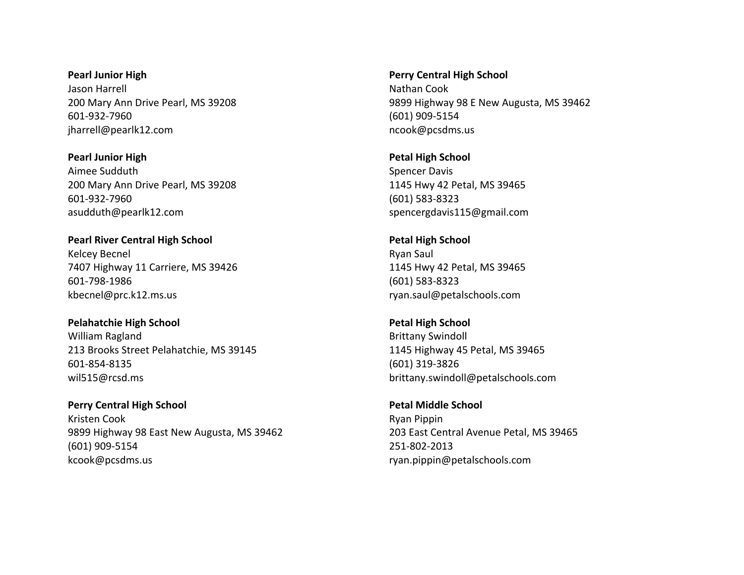**Pearl Junior High**
Jason Harrell
200 Mary Ann Drive Pearl, MS 39208
601-932-7960
jharrell@pearlk12.com

**Pearl Junior High**
Aimee Sudduth
200 Mary Ann Drive Pearl, MS 39208
601-932-7960
asudduth@pearlk12.com

**Pearl River Central High School**
Kelcey Becnel
7407 Highway 11 Carriere, MS 39426
601-798-1986
kbecnel@prc.k12.ms.us

**Pelahatchie High School**
William Ragland
213 Brooks Street Pelahatchie, MS 39145
601-854-8135
wil515@rcsd.ms

**Perry Central High School**
Kristen Cook
9899 Highway 98 East New Augusta, MS 39462
(601) 909-5154
kcook@pcsdms.us

**Perry Central High School**
Nathan Cook
9899 Highway 98 E New Augusta, MS 39462
(601) 909-5154
ncook@pcsdms.us

**Petal High School**
Spencer Davis
1145 Hwy 42 Petal, MS 39465
(601) 583-8323
spencergdavis115@gmail.com

**Petal High School**
Ryan Saul
1145 Hwy 42 Petal, MS 39465
(601) 583-8323
ryan.saul@petalschools.com

**Petal High School**
Brittany Swindoll
1145 Highway 45 Petal, MS 39465
(601) 319-3826
brittany.swindoll@petalschools.com

**Petal Middle School**
Ryan Pippin
203 East Central Avenue Petal, MS 39465
251-802-2013
ryan.pippin@petalschools.com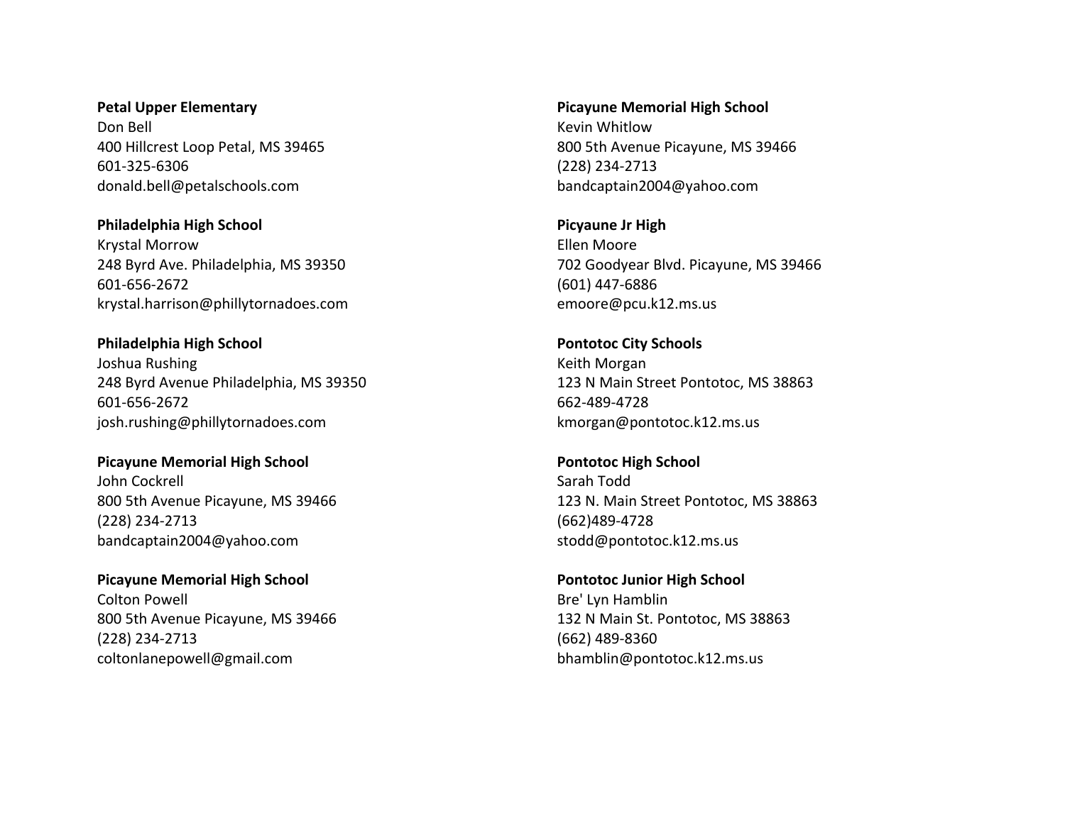**Petal Upper Elementary**
Don Bell
400 Hillcrest Loop Petal, MS 39465
601-325-6306
donald.bell@petalschools.com

**Philadelphia High School**
Krystal Morrow
248 Byrd Ave. Philadelphia, MS 39350
601-656-2672
krystal.harrison@phillytornadoes.com

**Philadelphia High School**
Joshua Rushing
248 Byrd Avenue Philadelphia, MS 39350
601-656-2672
josh.rushing@phillytornadoes.com

**Picayune Memorial High School**
John Cockrell
800 5th Avenue Picayune, MS 39466
(228) 234-2713
bandcaptain2004@yahoo.com

**Picayune Memorial High School**
Colton Powell
800 5th Avenue Picayune, MS 39466
(228) 234-2713
coltonlanepowell@gmail.com

**Picayune Memorial High School**
Kevin Whitlow
800 5th Avenue Picayune, MS 39466
(228) 234-2713
bandcaptain2004@yahoo.com

**Picyaune Jr High**
Ellen Moore
702 Goodyear Blvd. Picayune, MS 39466
(601) 447-6886
emoore@pcu.k12.ms.us

**Pontotoc City Schools**
Keith Morgan
123 N Main Street Pontotoc, MS 38863
662-489-4728
kmorgan@pontotoc.k12.ms.us

**Pontotoc High School**
Sarah Todd
123 N. Main Street Pontotoc, MS 38863
(662)489-4728
stodd@pontotoc.k12.ms.us

**Pontotoc Junior High School**
Bre' Lyn Hamblin
132 N Main St. Pontotoc, MS 38863
(662) 489-8360
bhamblin@pontotoc.k12.ms.us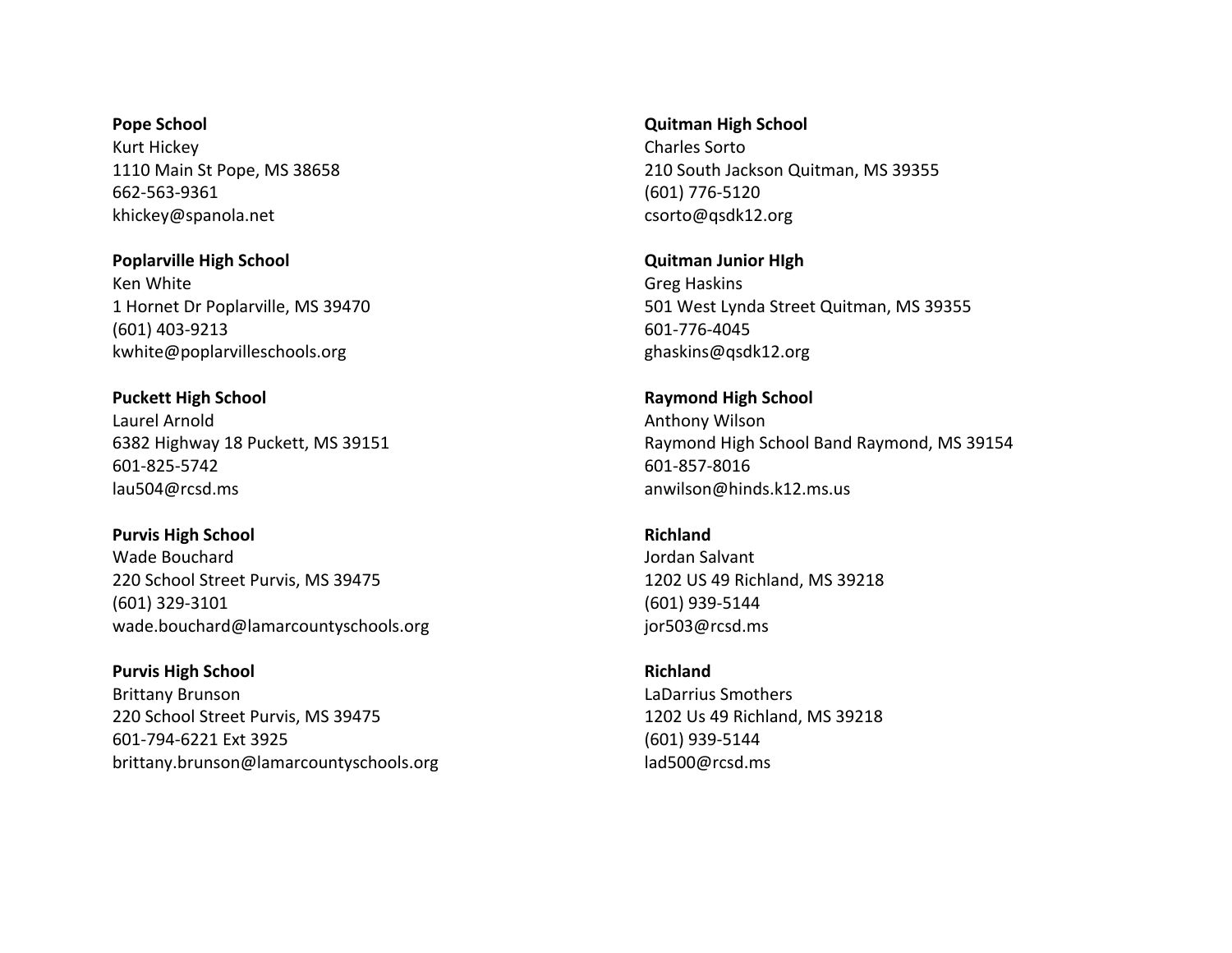**Pope School**
Kurt Hickey
1110 Main St Pope, MS 38658
662-563-9361
khickey@spanola.net

**Poplarville High School**
Ken White
1 Hornet Dr Poplarville, MS 39470
(601) 403-9213
kwhite@poplarvilleschools.org

**Puckett High School**
Laurel Arnold
6382 Highway 18 Puckett, MS 39151
601-825-5742
lau504@rcsd.ms

**Purvis High School**
Wade Bouchard
220 School Street Purvis, MS 39475
(601) 329-3101
wade.bouchard@lamarcountyschools.org

**Purvis High School**
Brittany Brunson
220 School Street Purvis, MS 39475
601-794-6221 Ext 3925
brittany.brunson@lamarcountyschools.org

**Quitman High School**
Charles Sorto
210 South Jackson Quitman, MS 39355
(601) 776-5120
csorto@qsdk12.org

**Quitman Junior HIgh**
Greg Haskins
501 West Lynda Street Quitman, MS 39355
601-776-4045
ghaskins@qsdk12.org

**Raymond High School**
Anthony Wilson
Raymond High School Band Raymond, MS 39154
601-857-8016
anwilson@hinds.k12.ms.us

**Richland**
Jordan Salvant
1202 US 49 Richland, MS 39218
(601) 939-5144
jor503@rcsd.ms

**Richland**
LaDarrius Smothers
1202 Us 49 Richland, MS 39218
(601) 939-5144
lad500@rcsd.ms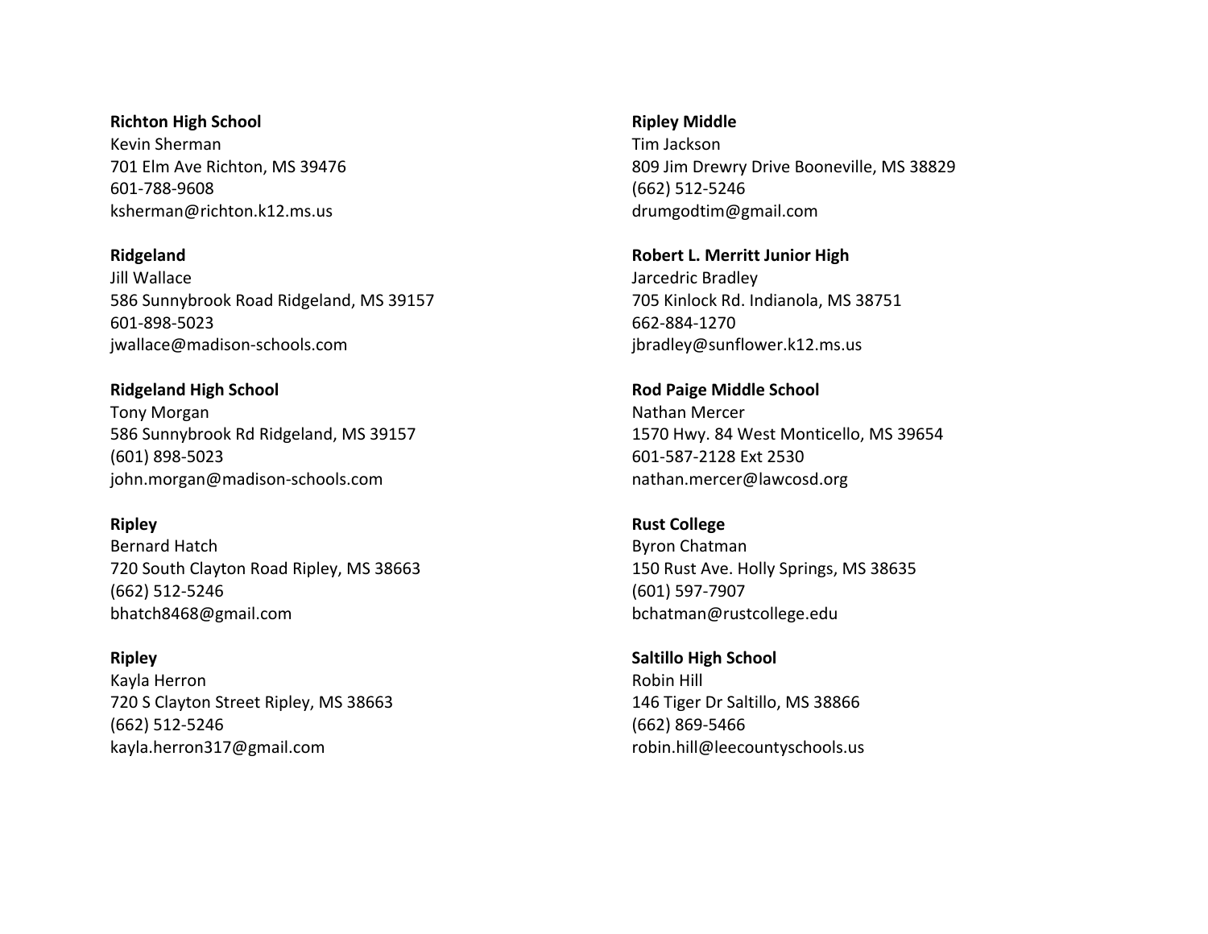**Richton High School**
Kevin Sherman
701 Elm Ave Richton, MS 39476
601-788-9608
ksherman@richton.k12.ms.us

**Ridgeland**
Jill Wallace
586 Sunnybrook Road Ridgeland, MS 39157
601-898-5023
jwallace@madison-schools.com

**Ridgeland High School**
Tony Morgan
586 Sunnybrook Rd Ridgeland, MS 39157
(601) 898-5023
john.morgan@madison-schools.com

**Ripley**
Bernard Hatch
720 South Clayton Road Ripley, MS 38663
(662) 512-5246
bhatch8468@gmail.com

**Ripley**
Kayla Herron
720 S Clayton Street Ripley, MS 38663
(662) 512-5246
kayla.herron317@gmail.com

**Ripley Middle**
Tim Jackson
809 Jim Drewry Drive Booneville, MS 38829
(662) 512-5246
drumgodtim@gmail.com

**Robert L. Merritt Junior High**
Jarcedric Bradley
705 Kinlock Rd. Indianola, MS 38751
662-884-1270
jbradley@sunflower.k12.ms.us

**Rod Paige Middle School**
Nathan Mercer
1570 Hwy. 84 West Monticello, MS 39654
601-587-2128 Ext 2530
nathan.mercer@lawcosd.org

**Rust College**
Byron Chatman
150 Rust Ave. Holly Springs, MS 38635
(601) 597-7907
bchatman@rustcollege.edu

**Saltillo High School**
Robin Hill
146 Tiger Dr Saltillo, MS 38866
(662) 869-5466
robin.hill@leecountyschools.us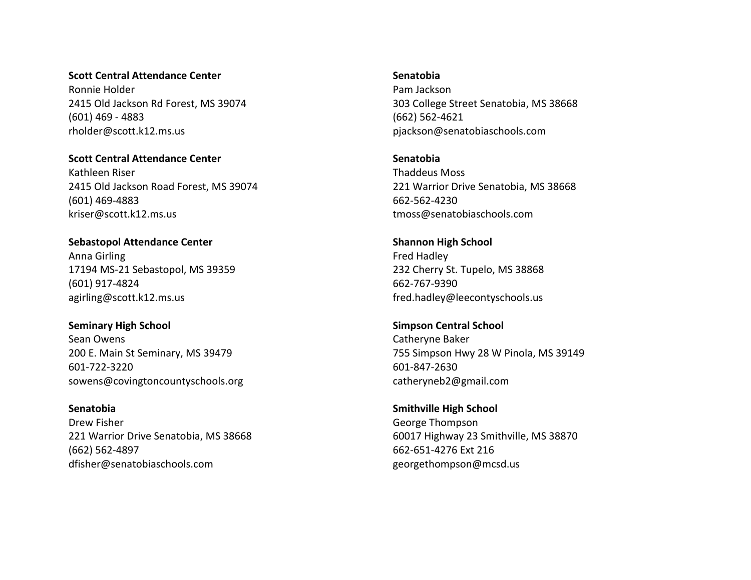**Scott Central Attendance Center**
Ronnie Holder
2415 Old Jackson Rd Forest, MS 39074
(601) 469 - 4883
rholder@scott.k12.ms.us

**Scott Central Attendance Center**
Kathleen Riser
2415 Old Jackson Road Forest, MS 39074
(601) 469-4883
kriser@scott.k12.ms.us

**Sebastopol Attendance Center**
Anna Girling
17194 MS-21 Sebastopol, MS 39359
(601) 917-4824
agirling@scott.k12.ms.us

**Seminary High School**
Sean Owens
200 E. Main St Seminary, MS 39479
601-722-3220
sowens@covingtoncountyschools.org

**Senatobia**
Drew Fisher
221 Warrior Drive Senatobia, MS 38668
(662) 562-4897
dfisher@senatobiaschools.com

**Senatobia**
Pam Jackson
303 College Street Senatobia, MS 38668
(662) 562-4621
pjackson@senatobiaschools.com

**Senatobia**
Thaddeus Moss
221 Warrior Drive Senatobia, MS 38668
662-562-4230
tmoss@senatobiaschools.com

**Shannon High School**
Fred Hadley
232 Cherry St. Tupelo, MS 38868
662-767-9390
fred.hadley@leecontyschools.us

**Simpson Central School**
Catheryne Baker
755 Simpson Hwy 28 W Pinola, MS 39149
601-847-2630
catheryneb2@gmail.com

**Smithville High School**
George Thompson
60017 Highway 23 Smithville, MS 38870
662-651-4276 Ext 216
georgethompson@mcsd.us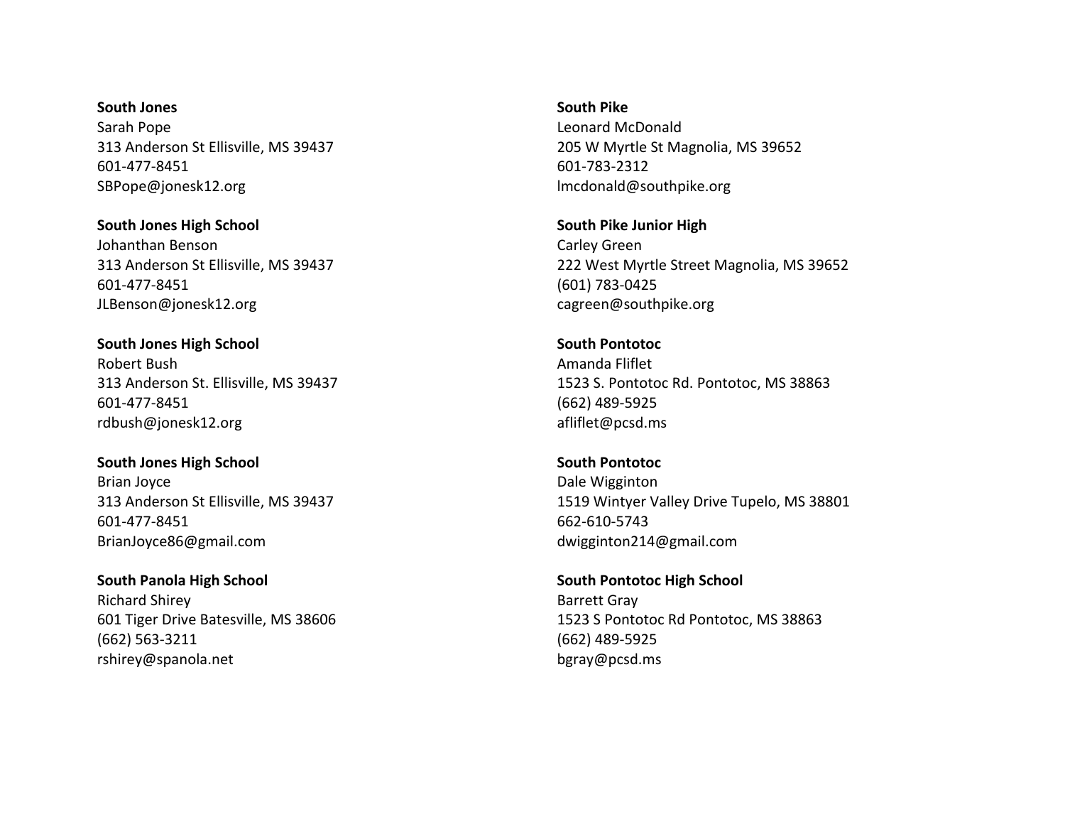**South Jones**
Sarah Pope
313 Anderson St Ellisville, MS 39437
601-477-8451
SBPope@jonesk12.org

**South Jones High School**
Johanthan Benson
313 Anderson St Ellisville, MS 39437
601-477-8451
JLBenson@jonesk12.org

**South Jones High School**
Robert Bush
313 Anderson St. Ellisville, MS 39437
601-477-8451
rdbush@jonesk12.org

**South Jones High School**
Brian Joyce
313 Anderson St Ellisville, MS 39437
601-477-8451
BrianJoyce86@gmail.com

**South Panola High School**
Richard Shirey
601 Tiger Drive Batesville, MS 38606
(662) 563-3211
rshirey@spanola.net

**South Pike**
Leonard McDonald
205 W Myrtle St Magnolia, MS 39652
601-783-2312
lmcdonald@southpike.org

**South Pike Junior High**
Carley Green
222 West Myrtle Street Magnolia, MS 39652
(601) 783-0425
cagreen@southpike.org

**South Pontotoc**
Amanda Fliflet
1523 S. Pontotoc Rd. Pontotoc, MS 38863
(662) 489-5925
afliflet@pcsd.ms

**South Pontotoc**
Dale Wigginton
1519 Wintyer Valley Drive Tupelo, MS 38801
662-610-5743
dwigginton214@gmail.com

**South Pontotoc High School**
Barrett Gray
1523 S Pontotoc Rd Pontotoc, MS 38863
(662) 489-5925
bgray@pcsd.ms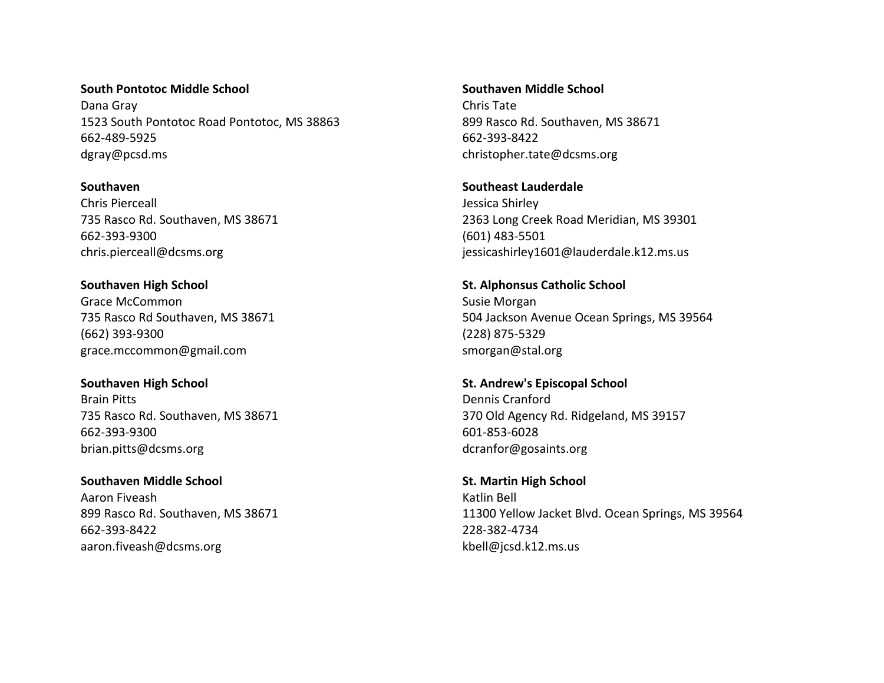**South Pontotoc Middle School**
Dana Gray
1523 South Pontotoc Road Pontotoc, MS 38863
662-489-5925
dgray@pcsd.ms

**Southaven**
Chris Pierceall
735 Rasco Rd. Southaven, MS 38671
662-393-9300
chris.pierceall@dcsms.org

**Southaven High School**
Grace McCommon
735 Rasco Rd Southaven, MS 38671
(662) 393-9300
grace.mccommon@gmail.com

**Southaven High School**
Brain Pitts
735 Rasco Rd. Southaven, MS 38671
662-393-9300
brian.pitts@dcsms.org

**Southaven Middle School**
Aaron Fiveash
899 Rasco Rd. Southaven, MS 38671
662-393-8422
aaron.fiveash@dcsms.org

**Southaven Middle School**
Chris Tate
899 Rasco Rd. Southaven, MS 38671
662-393-8422
christopher.tate@dcsms.org

**Southeast Lauderdale**
Jessica Shirley
2363 Long Creek Road Meridian, MS 39301
(601) 483-5501
jessicashirley1601@lauderdale.k12.ms.us

**St. Alphonsus Catholic School**
Susie Morgan
504 Jackson Avenue Ocean Springs, MS 39564
(228) 875-5329
smorgan@stal.org

**St. Andrew's Episcopal School**
Dennis Cranford
370 Old Agency Rd. Ridgeland, MS 39157
601-853-6028
dcranfor@gosaints.org

**St. Martin High School**
Katlin Bell
11300 Yellow Jacket Blvd. Ocean Springs, MS 39564
228-382-4734
kbell@jcsd.k12.ms.us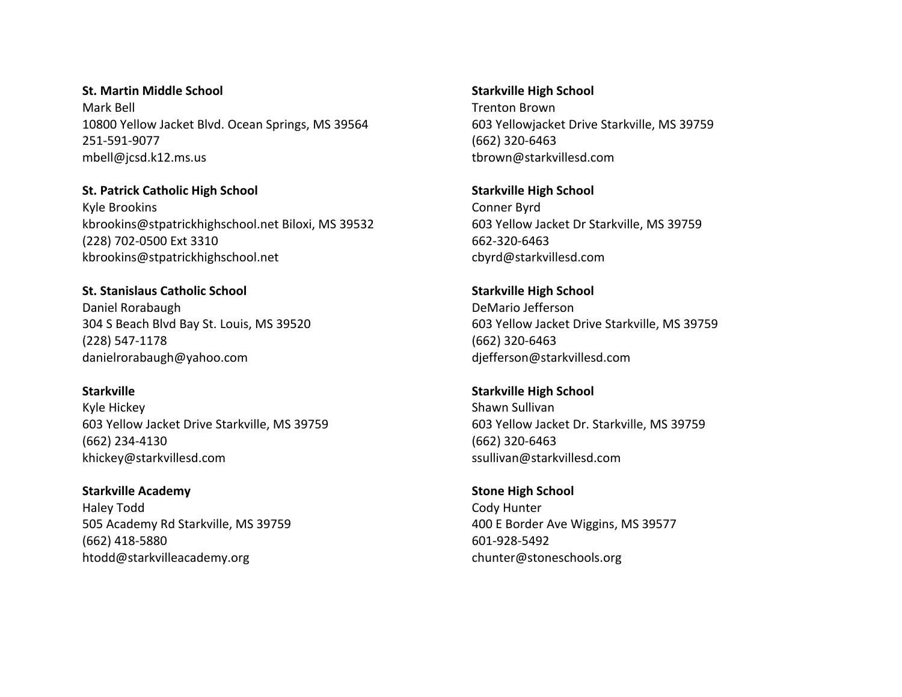**St. Martin Middle School**
Mark Bell
10800 Yellow Jacket Blvd. Ocean Springs, MS 39564
251-591-9077
mbell@jcsd.k12.ms.us

**St. Patrick Catholic High School**
Kyle Brookins
kbrookins@stpatrickhighschool.net Biloxi, MS 39532
(228) 702-0500 Ext 3310
kbrookins@stpatrickhighschool.net

**St. Stanislaus Catholic School**
Daniel Rorabaugh
304 S Beach Blvd Bay St. Louis, MS 39520
(228) 547-1178
danielrorabaugh@yahoo.com

**Starkville**
Kyle Hickey
603 Yellow Jacket Drive Starkville, MS 39759
(662) 234-4130
khickey@starkvillesd.com

**Starkville Academy**
Haley Todd
505 Academy Rd Starkville, MS 39759
(662) 418-5880
htodd@starkvilleacademy.org

**Starkville High School**
Trenton Brown
603 Yellowjacket Drive Starkville, MS 39759
(662) 320-6463
tbrown@starkvillesd.com

**Starkville High School**
Conner Byrd
603 Yellow Jacket Dr Starkville, MS 39759
662-320-6463
cbyrd@starkvillesd.com

**Starkville High School**
DeMario Jefferson
603 Yellow Jacket Drive Starkville, MS 39759
(662) 320-6463
djefferson@starkvillesd.com

**Starkville High School**
Shawn Sullivan
603 Yellow Jacket Dr. Starkville, MS 39759
(662) 320-6463
ssullivan@starkvillesd.com

**Stone High School**
Cody Hunter
400 E Border Ave Wiggins, MS 39577
601-928-5492
chunter@stoneschools.org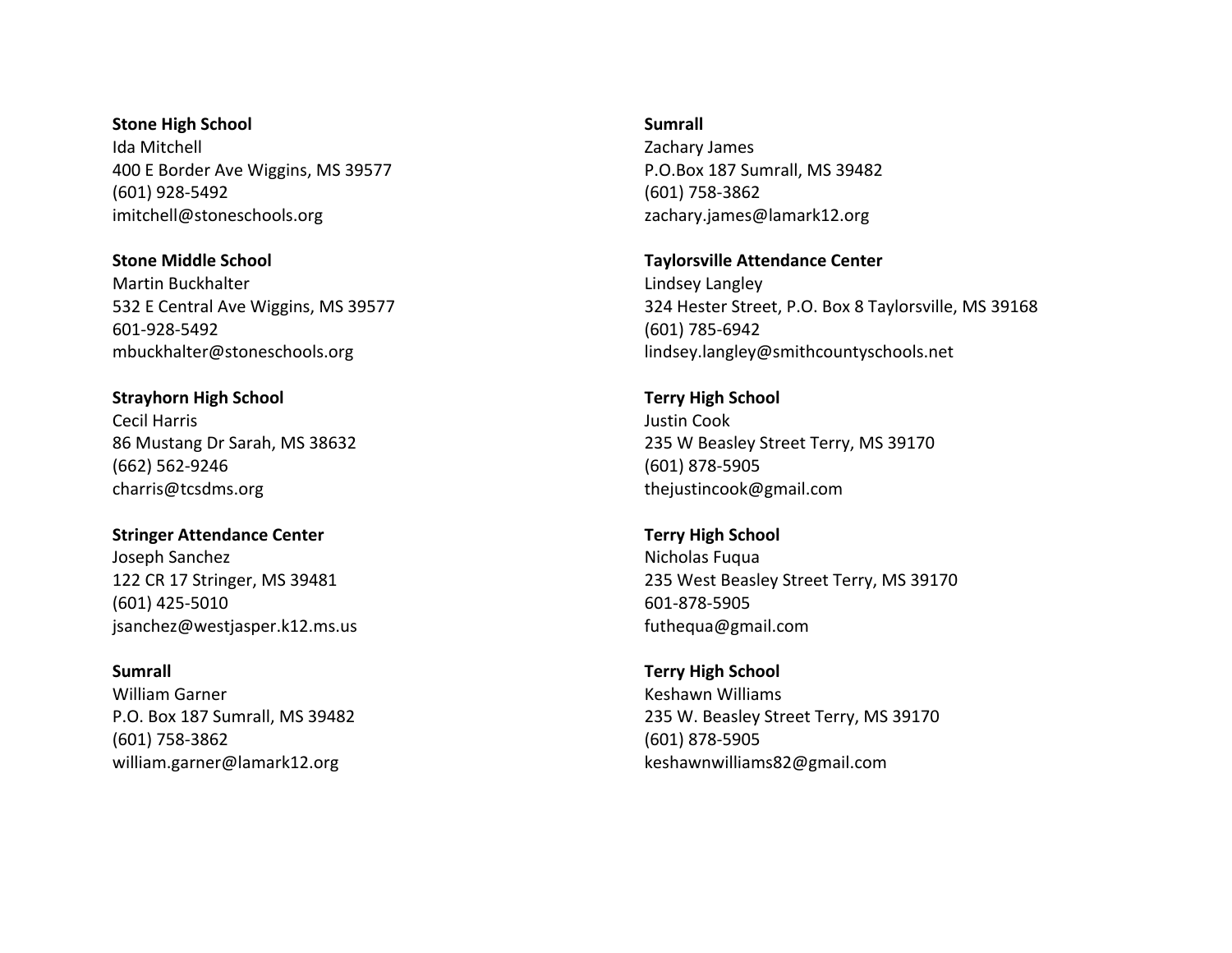**Stone High School**
Ida Mitchell
400 E Border Ave Wiggins, MS 39577
(601) 928-5492
imitchell@stoneschools.org

**Stone Middle School**
Martin Buckhalter
532 E Central Ave Wiggins, MS 39577
601-928-5492
mbuckhalter@stoneschools.org

**Strayhorn High School**
Cecil Harris
86 Mustang Dr Sarah, MS 38632
(662) 562-9246
charris@tcsdms.org

**Stringer Attendance Center**
Joseph Sanchez
122 CR 17 Stringer, MS 39481
(601) 425-5010
jsanchez@westjasper.k12.ms.us

**Sumrall**
William Garner
P.O. Box 187 Sumrall, MS 39482
(601) 758-3862
william.garner@lamark12.org

**Sumrall**
Zachary James
P.O.Box 187 Sumrall, MS 39482
(601) 758-3862
zachary.james@lamark12.org

**Taylorsville Attendance Center**
Lindsey Langley
324 Hester Street, P.O. Box 8 Taylorsville, MS 39168
(601) 785-6942
lindsey.langley@smithcountyschools.net

**Terry High School**
Justin Cook
235 W Beasley Street Terry, MS 39170
(601) 878-5905
thejustincook@gmail.com

**Terry High School**
Nicholas Fuqua
235 West Beasley Street Terry, MS 39170
601-878-5905
futhequa@gmail.com

**Terry High School**
Keshawn Williams
235 W. Beasley Street Terry, MS 39170
(601) 878-5905
keshawnwilliams82@gmail.com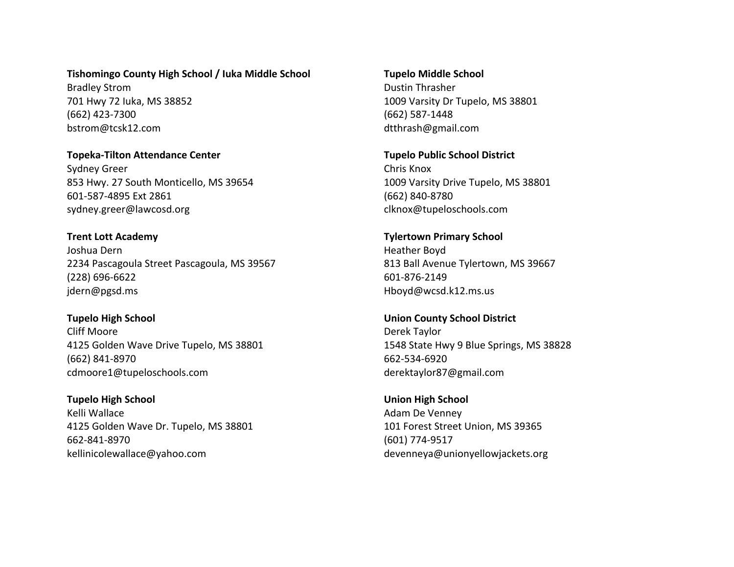**Tishomingo County High School / Iuka Middle School**
Bradley Strom
701 Hwy 72 Iuka, MS 38852
(662) 423-7300
bstrom@tcsk12.com

**Topeka-Tilton Attendance Center**
Sydney Greer
853 Hwy. 27 South Monticello, MS 39654
601-587-4895 Ext 2861
sydney.greer@lawcosd.org

**Trent Lott Academy**
Joshua Dern
2234 Pascagoula Street Pascagoula, MS 39567
(228) 696-6622
jdern@pgsd.ms

**Tupelo High School**
Cliff Moore
4125 Golden Wave Drive Tupelo, MS 38801
(662) 841-8970
cdmoore1@tupeloschools.com

**Tupelo High School**
Kelli Wallace
4125 Golden Wave Dr. Tupelo, MS 38801
662-841-8970
kellinicolewallace@yahoo.com

**Tupelo Middle School**
Dustin Thrasher
1009 Varsity Dr Tupelo, MS 38801
(662) 587-1448
dtthrash@gmail.com

**Tupelo Public School District**
Chris Knox
1009 Varsity Drive Tupelo, MS 38801
(662) 840-8780
clknox@tupeloschools.com

**Tylertown Primary School**
Heather Boyd
813 Ball Avenue Tylertown, MS 39667
601-876-2149
Hboyd@wcsd.k12.ms.us

**Union County School District**
Derek Taylor
1548 State Hwy 9 Blue Springs, MS 38828
662-534-6920
derektaylor87@gmail.com

**Union High School**
Adam De Venney
101 Forest Street Union, MS 39365
(601) 774-9517
devenneya@unionyellowjackets.org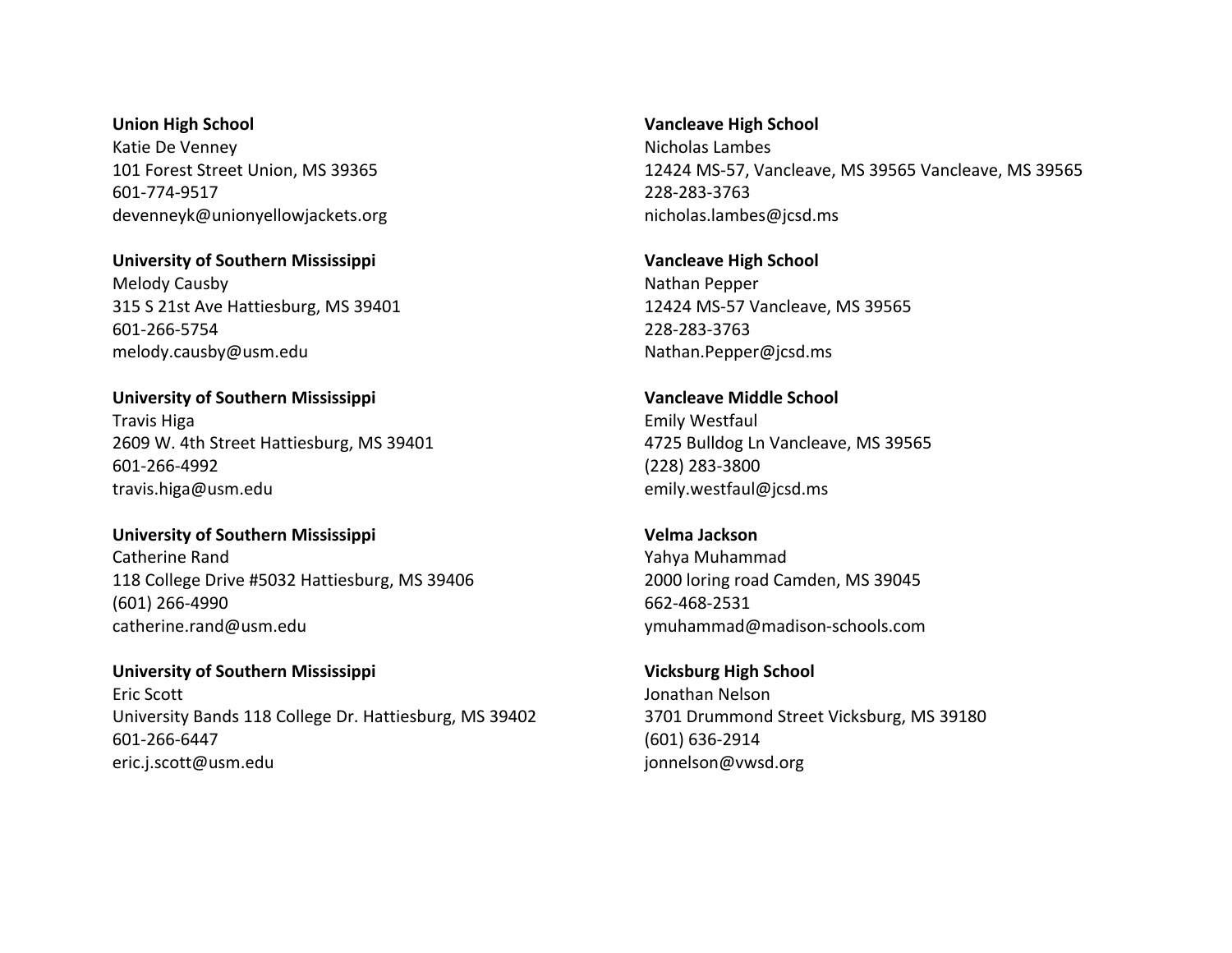**Union High School**
Katie De Venney
101 Forest Street Union, MS 39365
601-774-9517
devenneyk@unionyellowjackets.org

**University of Southern Mississippi**
Melody Causby
315 S 21st Ave Hattiesburg, MS 39401
601-266-5754
melody.causby@usm.edu

**University of Southern Mississippi**
Travis Higa
2609 W. 4th Street Hattiesburg, MS 39401
601-266-4992
travis.higa@usm.edu

**University of Southern Mississippi**
Catherine Rand
118 College Drive #5032 Hattiesburg, MS 39406
(601) 266-4990
catherine.rand@usm.edu

**University of Southern Mississippi**
Eric Scott
University Bands 118 College Dr. Hattiesburg, MS 39402
601-266-6447
eric.j.scott@usm.edu

**Vancleave High School**
Nicholas Lambes
12424 MS-57, Vancleave, MS 39565 Vancleave, MS 39565
228-283-3763
nicholas.lambes@jcsd.ms

**Vancleave High School**
Nathan Pepper
12424 MS-57 Vancleave, MS 39565
228-283-3763
Nathan.Pepper@jcsd.ms

**Vancleave Middle School**
Emily Westfaul
4725 Bulldog Ln Vancleave, MS 39565
(228) 283-3800
emily.westfaul@jcsd.ms

**Velma Jackson**
Yahya Muhammad
2000 loring road Camden, MS 39045
662-468-2531
ymuhammad@madison-schools.com

**Vicksburg High School**
Jonathan Nelson
3701 Drummond Street Vicksburg, MS 39180
(601) 636-2914
jonnelson@vwsd.org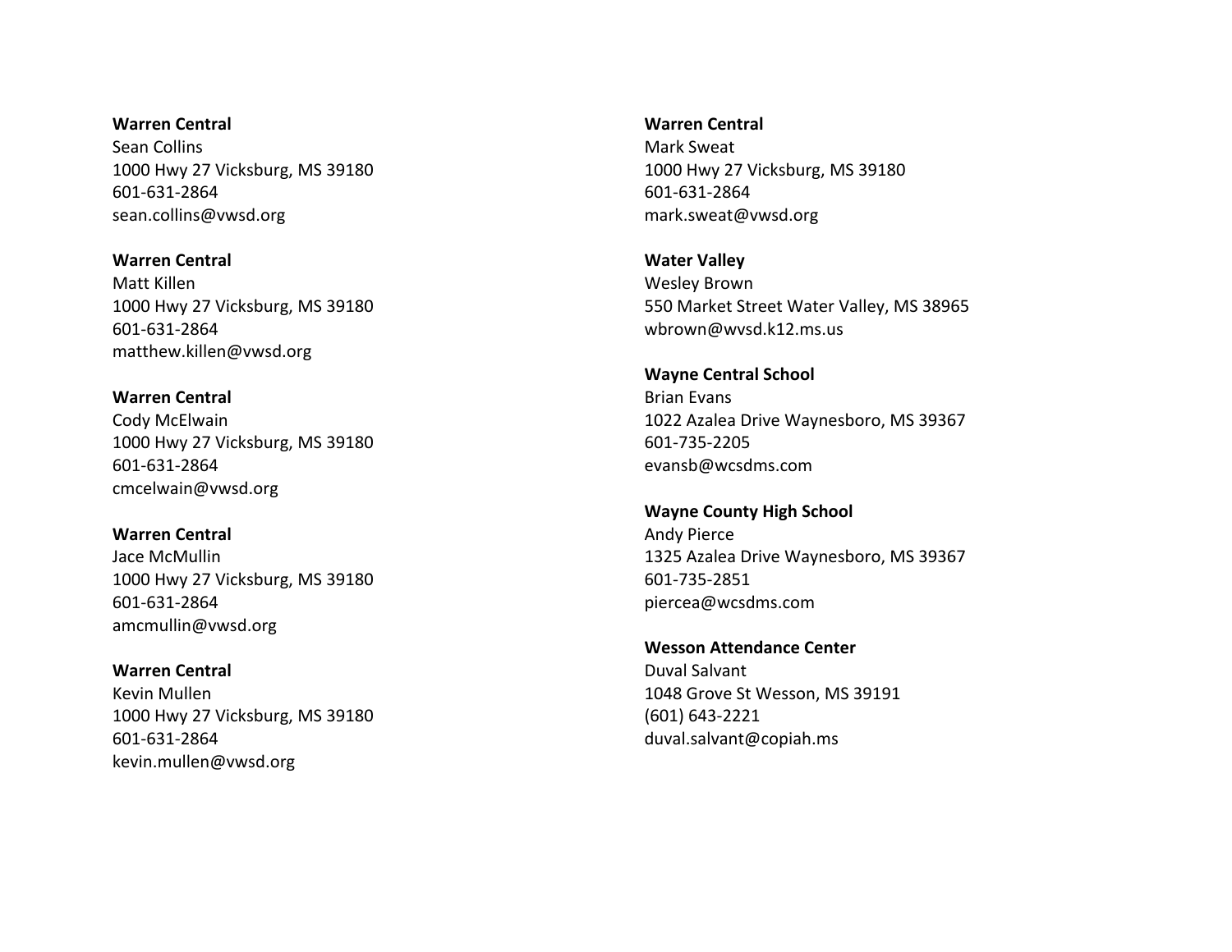**Warren Central**
Sean Collins
1000 Hwy 27 Vicksburg, MS 39180
601-631-2864
sean.collins@vwsd.org

**Warren Central**
Matt Killen
1000 Hwy 27 Vicksburg, MS 39180
601-631-2864
matthew.killen@vwsd.org

**Warren Central**
Cody McElwain
1000 Hwy 27 Vicksburg, MS 39180
601-631-2864
cmcelwain@vwsd.org

**Warren Central**
Jace McMullin
1000 Hwy 27 Vicksburg, MS 39180
601-631-2864
amcmullin@vwsd.org

**Warren Central**
Kevin Mullen
1000 Hwy 27 Vicksburg, MS 39180
601-631-2864
kevin.mullen@vwsd.org

**Warren Central**
Mark Sweat
1000 Hwy 27 Vicksburg, MS 39180
601-631-2864
mark.sweat@vwsd.org

**Water Valley**
Wesley Brown
550 Market Street Water Valley, MS 38965
wbrown@wvsd.k12.ms.us

**Wayne Central School**
Brian Evans
1022 Azalea Drive Waynesboro, MS 39367
601-735-2205
evansb@wcsdms.com

**Wayne County High School**
Andy Pierce
1325 Azalea Drive Waynesboro, MS 39367
601-735-2851
piercea@wcsdms.com

**Wesson Attendance Center**
Duval Salvant
1048 Grove St Wesson, MS 39191
(601) 643-2221
duval.salvant@copiah.ms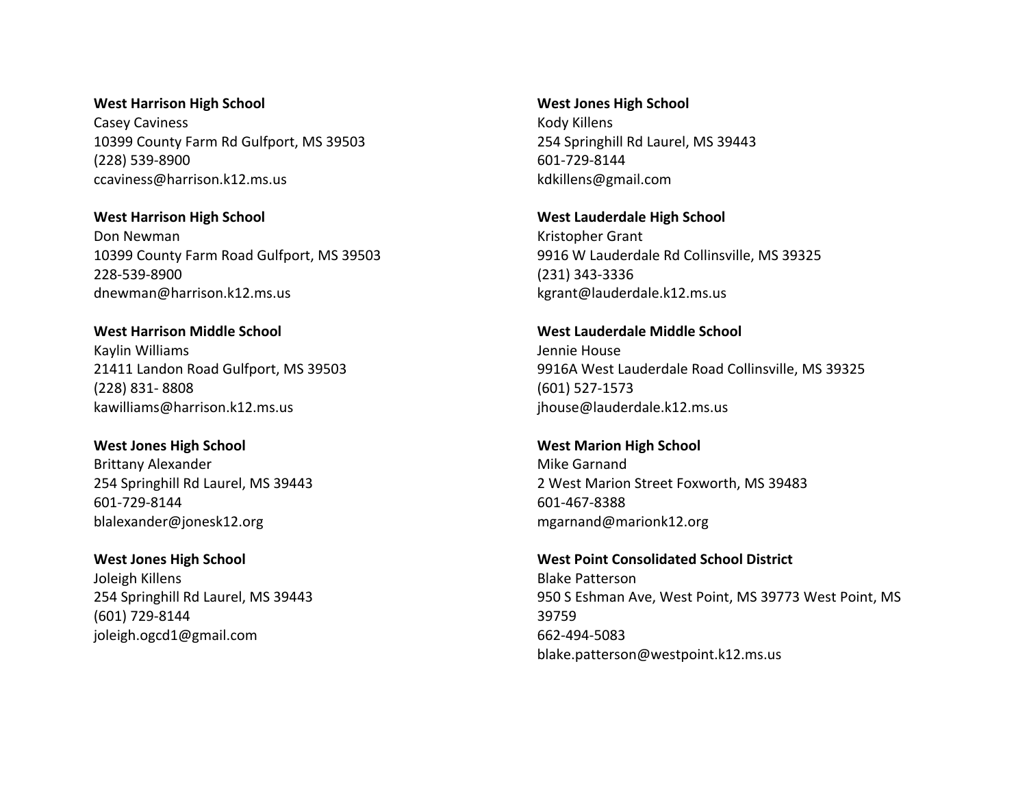**West Harrison High School**
Casey Caviness
10399 County Farm Rd Gulfport, MS 39503
(228) 539-8900
ccaviness@harrison.k12.ms.us

**West Harrison High School**
Don Newman
10399 County Farm Road Gulfport, MS 39503
228-539-8900
dnewman@harrison.k12.ms.us

**West Harrison Middle School**
Kaylin Williams
21411 Landon Road Gulfport, MS 39503
(228) 831- 8808
kawilliams@harrison.k12.ms.us

**West Jones High School**
Brittany Alexander
254 Springhill Rd Laurel, MS 39443
601-729-8144
blalexander@jonesk12.org

**West Jones High School**
Joleigh Killens
254 Springhill Rd Laurel, MS 39443
(601) 729-8144
joleigh.ogcd1@gmail.com

**West Jones High School**
Kody Killens
254 Springhill Rd Laurel, MS 39443
601-729-8144
kdkillens@gmail.com

**West Lauderdale High School**
Kristopher Grant
9916 W Lauderdale Rd Collinsville, MS 39325
(231) 343-3336
kgrant@lauderdale.k12.ms.us

**West Lauderdale Middle School**
Jennie House
9916A West Lauderdale Road Collinsville, MS 39325
(601) 527-1573
jhouse@lauderdale.k12.ms.us

**West Marion High School**
Mike Garnand
2 West Marion Street Foxworth, MS 39483
601-467-8388
mgarnand@marionk12.org

**West Point Consolidated School District**
Blake Patterson
950 S Eshman Ave, West Point, MS 39773 West Point, MS 39759
662-494-5083
blake.patterson@westpoint.k12.ms.us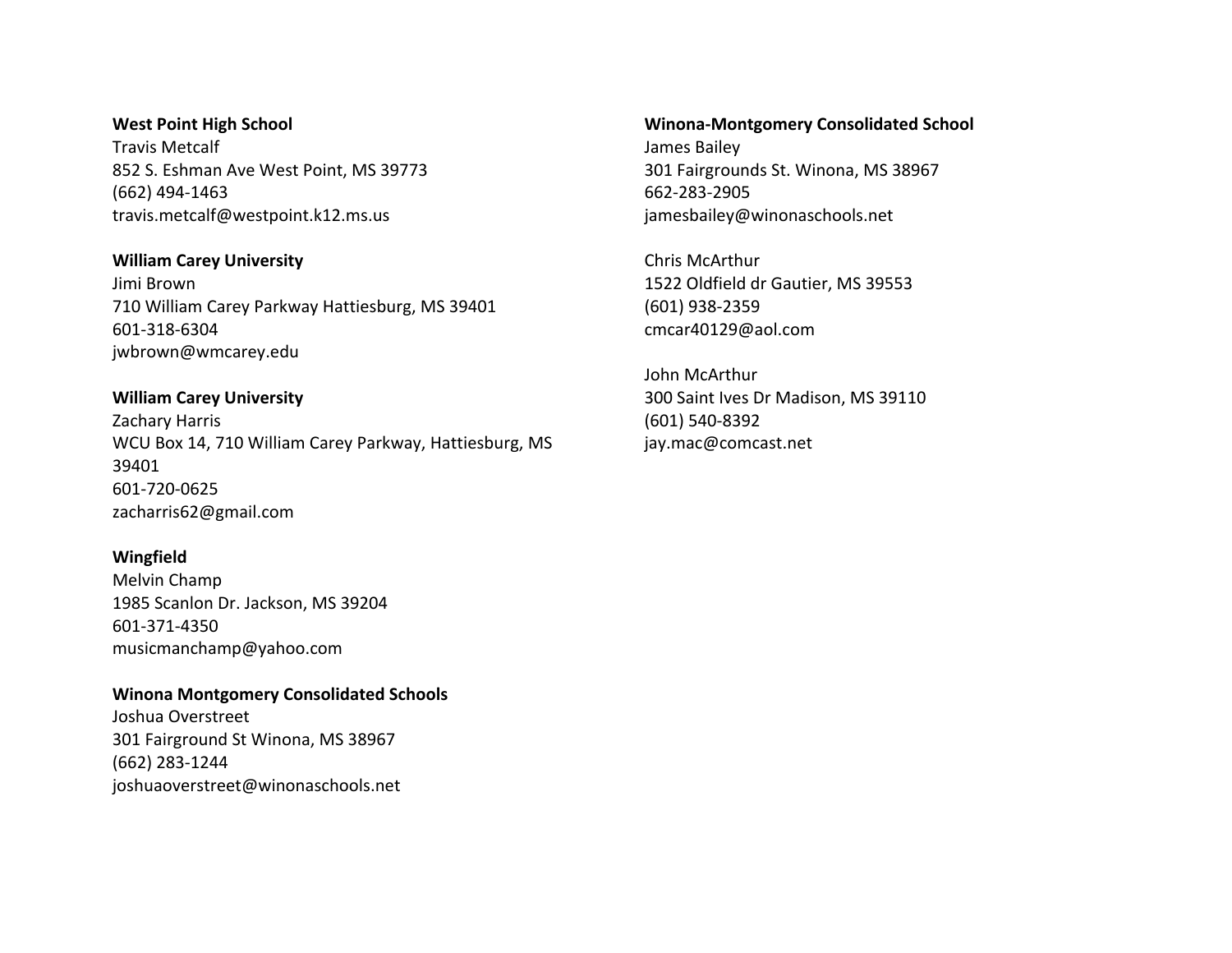**West Point High School**
Travis Metcalf
852 S. Eshman Ave West Point, MS 39773
(662) 494-1463
travis.metcalf@westpoint.k12.ms.us

**William Carey University**
Jimi Brown
710 William Carey Parkway Hattiesburg, MS 39401
601-318-6304
jwbrown@wmcarey.edu

**William Carey University**
Zachary Harris
WCU Box 14, 710 William Carey Parkway, Hattiesburg, MS 39401
601-720-0625
zacharris62@gmail.com

**Wingfield**
Melvin Champ
1985 Scanlon Dr. Jackson, MS 39204
601-371-4350
musicmanchamp@yahoo.com

**Winona Montgomery Consolidated Schools**
Joshua Overstreet
301 Fairground St Winona, MS 38967
(662) 283-1244
joshuaoverstreet@winonaschools.net

**Winona-Montgomery Consolidated School**
James Bailey
301 Fairgrounds St. Winona, MS 38967
662-283-2905
jamesbailey@winonaschools.net

Chris McArthur
1522 Oldfield dr Gautier, MS 39553
(601) 938-2359
cmcar40129@aol.com

John McArthur
300 Saint Ives Dr Madison, MS 39110
(601) 540-8392
jay.mac@comcast.net